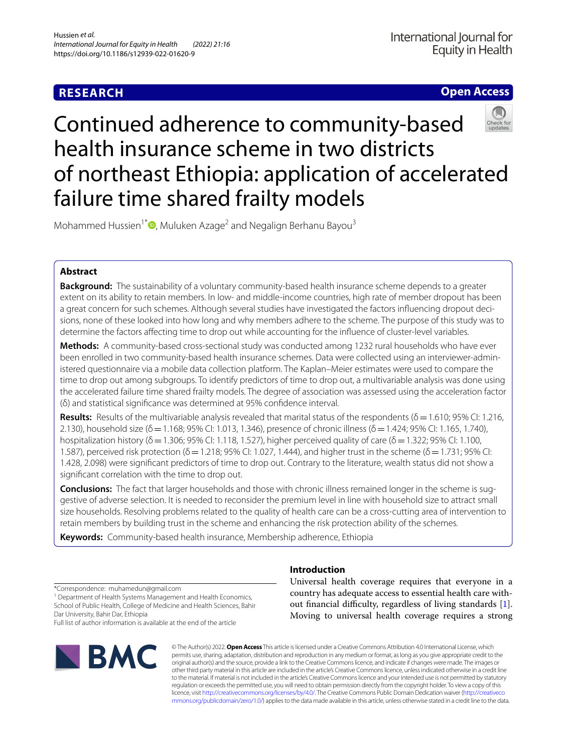RESEARCH

Open Access

# Continued adherence to community-based health insurance scheme in two districts of northeast Ethiopia: application of accelerated failure time shared frailty models

Mohammed Hussien[1*], Muluken Azage[2] and Negalign Berhanu Bayou[3]

## Abstract

**Background:** The sustainability of a voluntary community-based health insurance scheme depends to a greater extent on its ability to retain members. In low- and middle-income countries, high rate of member dropout has been a great concern for such schemes. Although several studies have investigated the factors influencing dropout decisions, none of these looked into how long and why members adhere to the scheme. The purpose of this study was to determine the factors affecting time to drop out while accounting for the influence of cluster-level variables.

**Methods:** A community-based cross-sectional study was conducted among 1232 rural households who have ever been enrolled in two community-based health insurance schemes. Data were collected using an interviewer-administered questionnaire via a mobile data collection platform. The Kaplan–Meier estimates were used to compare the time to drop out among subgroups. To identify predictors of time to drop out, a multivariable analysis was done using the accelerated failure time shared frailty models. The degree of association was assessed using the acceleration factor (δ) and statistical significance was determined at 95% confidence interval.

**Results:** Results of the multivariable analysis revealed that marital status of the respondents (δ = 1.610; 95% CI: 1.216, 2.130), household size (δ = 1.168; 95% CI: 1.013, 1.346), presence of chronic illness (δ = 1.424; 95% CI: 1.165, 1.740), hospitalization history (δ = 1.306; 95% CI: 1.118, 1.527), higher perceived quality of care (δ = 1.322; 95% CI: 1.100, 1.587), perceived risk protection (δ = 1.218; 95% CI: 1.027, 1.444), and higher trust in the scheme (δ = 1.731; 95% CI: 1.428, 2.098) were significant predictors of time to drop out. Contrary to the literature, wealth status did not show a significant correlation with the time to drop out.

**Conclusions:** The fact that larger households and those with chronic illness remained longer in the scheme is suggestive of adverse selection. It is needed to reconsider the premium level in line with household size to attract small size households. Resolving problems related to the quality of health care can be a cross-cutting area of intervention to retain members by building trust in the scheme and enhancing the risk protection ability of the schemes.

**Keywords:** Community-based health insurance, Membership adherence, Ethiopia

*Correspondence: muhamedun@gmail.com

[1] Department of Health Systems Management and Health Economics, School of Public Health, College of Medicine and Health Sciences, Bahir Dar University, Bahir Dar, Ethiopia

Full list of author information is available at the end of the article

## Introduction

Universal health coverage requires that everyone in a country has adequate access to essential health care without financial difficulty, regardless of living standards [1]. Moving to universal health coverage requires a strong

© The Author(s) 2022. **Open Access** This article is licensed under a Creative Commons Attribution 4.0 International License, which permits use, sharing, adaptation, distribution and reproduction in any medium or format, as long as you give appropriate credit to the original author(s) and the source, provide a link to the Creative Commons licence, and indicate if changes were made. The images or other third party material in this article are included in the article's Creative Commons licence, unless indicated otherwise in a credit line to the material. If material is not included in the article's Creative Commons licence and your intended use is not permitted by statutory regulation or exceeds the permitted use, you will need to obtain permission directly from the copyright holder. To view a copy of this licence, visit http://creativecommons.org/licenses/by/4.0/. The Creative Commons Public Domain Dedication waiver (http://creativecommons.org/publicdomain/zero/1.0/) applies to the data made available in this article, unless otherwise stated in a credit line to the data.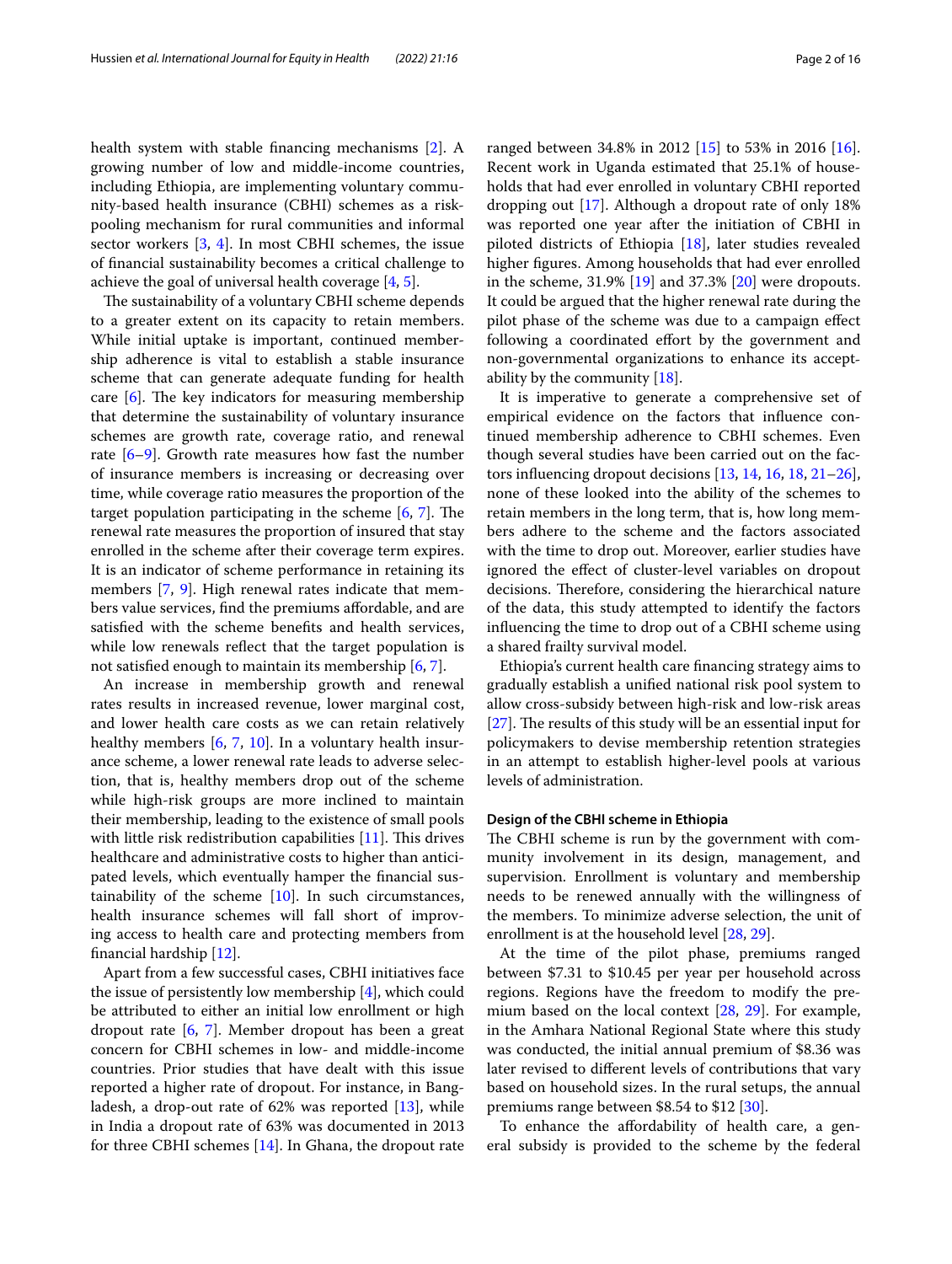health system with stable financing mechanisms [2]. A growing number of low and middle-income countries, including Ethiopia, are implementing voluntary community-based health insurance (CBHI) schemes as a risk-pooling mechanism for rural communities and informal sector workers [3, 4]. In most CBHI schemes, the issue of financial sustainability becomes a critical challenge to achieve the goal of universal health coverage [4, 5].

The sustainability of a voluntary CBHI scheme depends to a greater extent on its capacity to retain members. While initial uptake is important, continued membership adherence is vital to establish a stable insurance scheme that can generate adequate funding for health care [6]. The key indicators for measuring membership that determine the sustainability of voluntary insurance schemes are growth rate, coverage ratio, and renewal rate [6–9]. Growth rate measures how fast the number of insurance members is increasing or decreasing over time, while coverage ratio measures the proportion of the target population participating in the scheme [6, 7]. The renewal rate measures the proportion of insured that stay enrolled in the scheme after their coverage term expires. It is an indicator of scheme performance in retaining its members [7, 9]. High renewal rates indicate that members value services, find the premiums affordable, and are satisfied with the scheme benefits and health services, while low renewals reflect that the target population is not satisfied enough to maintain its membership [6, 7].

An increase in membership growth and renewal rates results in increased revenue, lower marginal cost, and lower health care costs as we can retain relatively healthy members [6, 7, 10]. In a voluntary health insurance scheme, a lower renewal rate leads to adverse selection, that is, healthy members drop out of the scheme while high-risk groups are more inclined to maintain their membership, leading to the existence of small pools with little risk redistribution capabilities [11]. This drives healthcare and administrative costs to higher than anticipated levels, which eventually hamper the financial sustainability of the scheme [10]. In such circumstances, health insurance schemes will fall short of improving access to health care and protecting members from financial hardship [12].

Apart from a few successful cases, CBHI initiatives face the issue of persistently low membership [4], which could be attributed to either an initial low enrollment or high dropout rate [6, 7]. Member dropout has been a great concern for CBHI schemes in low- and middle-income countries. Prior studies that have dealt with this issue reported a higher rate of dropout. For instance, in Bangladesh, a drop-out rate of 62% was reported [13], while in India a dropout rate of 63% was documented in 2013 for three CBHI schemes [14]. In Ghana, the dropout rate ranged between 34.8% in 2012 [15] to 53% in 2016 [16]. Recent work in Uganda estimated that 25.1% of households that had ever enrolled in voluntary CBHI reported dropping out [17]. Although a dropout rate of only 18% was reported one year after the initiation of CBHI in piloted districts of Ethiopia [18], later studies revealed higher figures. Among households that had ever enrolled in the scheme, 31.9% [19] and 37.3% [20] were dropouts. It could be argued that the higher renewal rate during the pilot phase of the scheme was due to a campaign effect following a coordinated effort by the government and non-governmental organizations to enhance its acceptability by the community [18].

It is imperative to generate a comprehensive set of empirical evidence on the factors that influence continued membership adherence to CBHI schemes. Even though several studies have been carried out on the factors influencing dropout decisions [13, 14, 16, 18, 21–26], none of these looked into the ability of the schemes to retain members in the long term, that is, how long members adhere to the scheme and the factors associated with the time to drop out. Moreover, earlier studies have ignored the effect of cluster-level variables on dropout decisions. Therefore, considering the hierarchical nature of the data, this study attempted to identify the factors influencing the time to drop out of a CBHI scheme using a shared frailty survival model.

Ethiopia's current health care financing strategy aims to gradually establish a unified national risk pool system to allow cross-subsidy between high-risk and low-risk areas [27]. The results of this study will be an essential input for policymakers to devise membership retention strategies in an attempt to establish higher-level pools at various levels of administration.

### Design of the CBHI scheme in Ethiopia

The CBHI scheme is run by the government with community involvement in its design, management, and supervision. Enrollment is voluntary and membership needs to be renewed annually with the willingness of the members. To minimize adverse selection, the unit of enrollment is at the household level [28, 29].

At the time of the pilot phase, premiums ranged between $7.31 to $10.45 per year per household across regions. Regions have the freedom to modify the premium based on the local context [28, 29]. For example, in the Amhara National Regional State where this study was conducted, the initial annual premium of $8.36 was later revised to different levels of contributions that vary based on household sizes. In the rural setups, the annual premiums range between $8.54 to $12 [30].

To enhance the affordability of health care, a general subsidy is provided to the scheme by the federal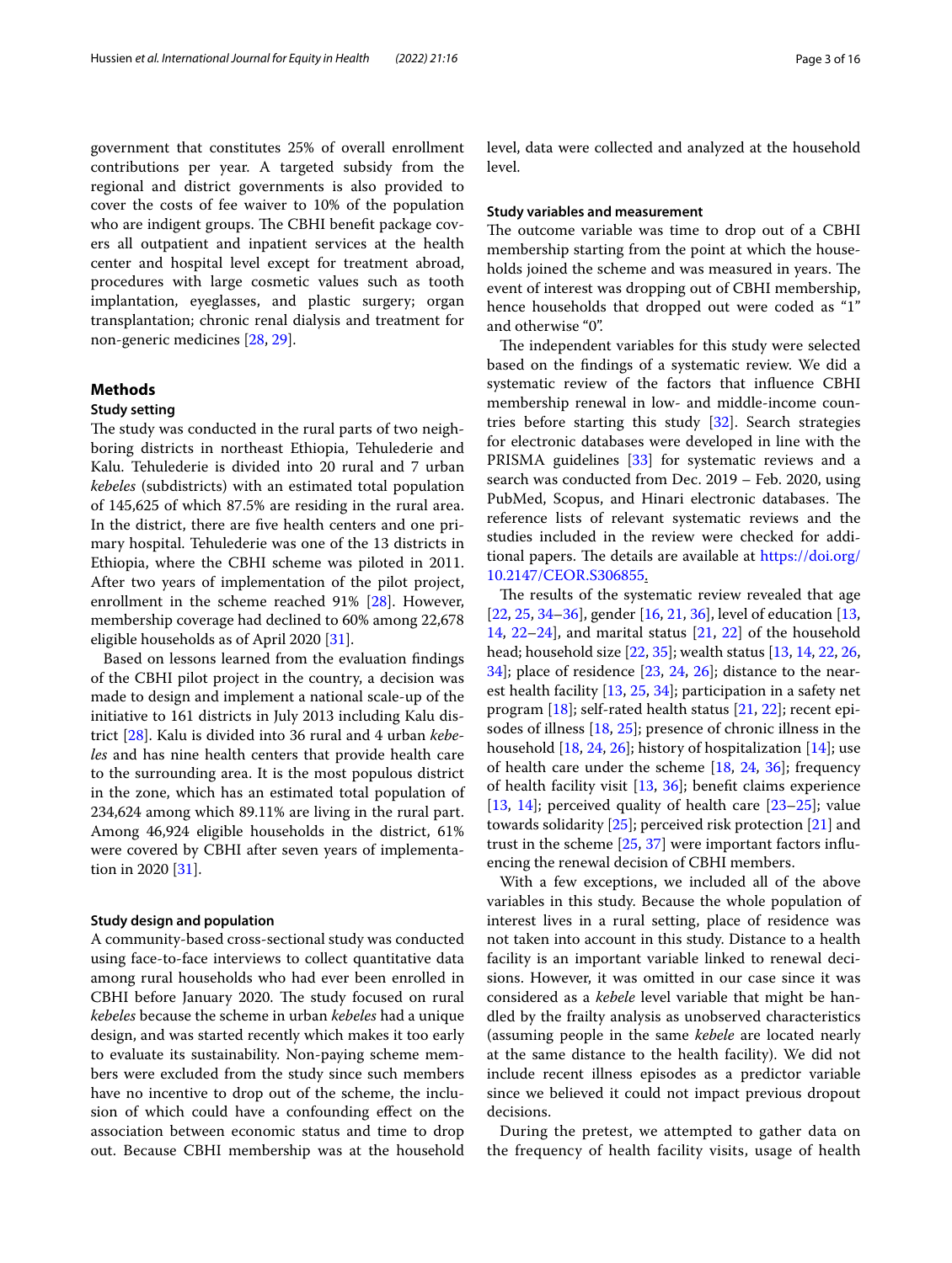government that constitutes 25% of overall enrollment contributions per year. A targeted subsidy from the regional and district governments is also provided to cover the costs of fee waiver to 10% of the population who are indigent groups. The CBHI benefit package covers all outpatient and inpatient services at the health center and hospital level except for treatment abroad, procedures with large cosmetic values such as tooth implantation, eyeglasses, and plastic surgery; organ transplantation; chronic renal dialysis and treatment for non-generic medicines [28, 29].

## Methods

### Study setting

The study was conducted in the rural parts of two neighboring districts in northeast Ethiopia, Tehulederie and Kalu. Tehulederie is divided into 20 rural and 7 urban *kebeles* (subdistricts) with an estimated total population of 145,625 of which 87.5% are residing in the rural area. In the district, there are five health centers and one primary hospital. Tehulederie was one of the 13 districts in Ethiopia, where the CBHI scheme was piloted in 2011. After two years of implementation of the pilot project, enrollment in the scheme reached 91% [28]. However, membership coverage had declined to 60% among 22,678 eligible households as of April 2020 [31].

Based on lessons learned from the evaluation findings of the CBHI pilot project in the country, a decision was made to design and implement a national scale-up of the initiative to 161 districts in July 2013 including Kalu district [28]. Kalu is divided into 36 rural and 4 urban *kebeles* and has nine health centers that provide health care to the surrounding area. It is the most populous district in the zone, which has an estimated total population of 234,624 among which 89.11% are living in the rural part. Among 46,924 eligible households in the district, 61% were covered by CBHI after seven years of implementation in 2020 [31].

### Study design and population

A community-based cross-sectional study was conducted using face-to-face interviews to collect quantitative data among rural households who had ever been enrolled in CBHI before January 2020. The study focused on rural *kebeles* because the scheme in urban *kebeles* had a unique design, and was started recently which makes it too early to evaluate its sustainability. Non-paying scheme members were excluded from the study since such members have no incentive to drop out of the scheme, the inclusion of which could have a confounding effect on the association between economic status and time to drop out. Because CBHI membership was at the household level, data were collected and analyzed at the household level.

### Study variables and measurement

The outcome variable was time to drop out of a CBHI membership starting from the point at which the households joined the scheme and was measured in years. The event of interest was dropping out of CBHI membership, hence households that dropped out were coded as "1" and otherwise "0".

The independent variables for this study were selected based on the findings of a systematic review. We did a systematic review of the factors that influence CBHI membership renewal in low- and middle-income countries before starting this study [32]. Search strategies for electronic databases were developed in line with the PRISMA guidelines [33] for systematic reviews and a search was conducted from Dec. 2019 – Feb. 2020, using PubMed, Scopus, and Hinari electronic databases. The reference lists of relevant systematic reviews and the studies included in the review were checked for additional papers. The details are available at https://doi.org/10.2147/CEOR.S306855.

The results of the systematic review revealed that age [22, 25, 34–36], gender [16, 21, 36], level of education [13, 14, 22–24], and marital status [21, 22] of the household head; household size [22, 35]; wealth status [13, 14, 22, 26, 34]; place of residence [23, 24, 26]; distance to the nearest health facility [13, 25, 34]; participation in a safety net program [18]; self-rated health status [21, 22]; recent episodes of illness [18, 25]; presence of chronic illness in the household [18, 24, 26]; history of hospitalization [14]; use of health care under the scheme [18, 24, 36]; frequency of health facility visit [13, 36]; benefit claims experience [13, 14]; perceived quality of health care [23–25]; value towards solidarity [25]; perceived risk protection [21] and trust in the scheme [25, 37] were important factors influencing the renewal decision of CBHI members.

With a few exceptions, we included all of the above variables in this study. Because the whole population of interest lives in a rural setting, place of residence was not taken into account in this study. Distance to a health facility is an important variable linked to renewal decisions. However, it was omitted in our case since it was considered as a *kebele* level variable that might be handled by the frailty analysis as unobserved characteristics (assuming people in the same *kebele* are located nearly at the same distance to the health facility). We did not include recent illness episodes as a predictor variable since we believed it could not impact previous dropout decisions.

During the pretest, we attempted to gather data on the frequency of health facility visits, usage of health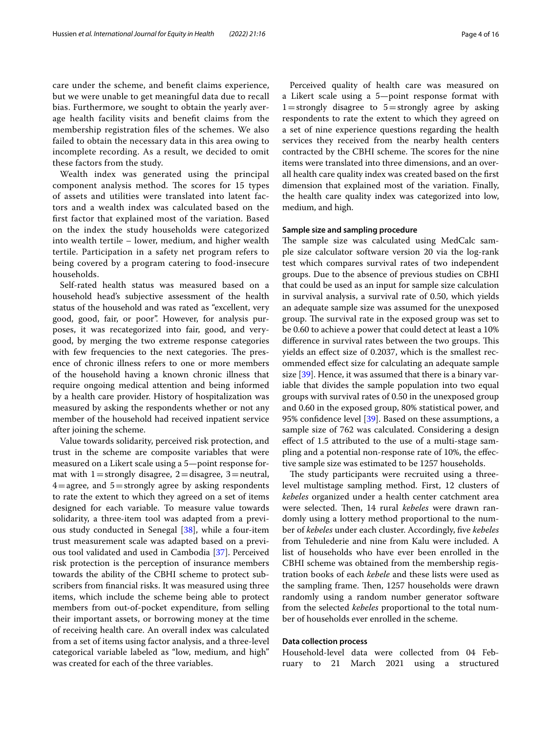care under the scheme, and benefit claims experience, but we were unable to get meaningful data due to recall bias. Furthermore, we sought to obtain the yearly average health facility visits and benefit claims from the membership registration files of the schemes. We also failed to obtain the necessary data in this area owing to incomplete recording. As a result, we decided to omit these factors from the study.

Wealth index was generated using the principal component analysis method. The scores for 15 types of assets and utilities were translated into latent factors and a wealth index was calculated based on the first factor that explained most of the variation. Based on the index the study households were categorized into wealth tertile – lower, medium, and higher wealth tertile. Participation in a safety net program refers to being covered by a program catering to food-insecure households.

Self-rated health status was measured based on a household head's subjective assessment of the health status of the household and was rated as "excellent, very good, good, fair, or poor". However, for analysis purposes, it was recategorized into fair, good, and very-good, by merging the two extreme response categories with few frequencies to the next categories. The presence of chronic illness refers to one or more members of the household having a known chronic illness that require ongoing medical attention and being informed by a health care provider. History of hospitalization was measured by asking the respondents whether or not any member of the household had received inpatient service after joining the scheme.

Value towards solidarity, perceived risk protection, and trust in the scheme are composite variables that were measured on a Likert scale using a 5—point response format with 1 = strongly disagree, 2 = disagree, 3 = neutral, 4 = agree, and 5 = strongly agree by asking respondents to rate the extent to which they agreed on a set of items designed for each variable. To measure value towards solidarity, a three-item tool was adapted from a previous study conducted in Senegal [38], while a four-item trust measurement scale was adapted based on a previous tool validated and used in Cambodia [37]. Perceived risk protection is the perception of insurance members towards the ability of the CBHI scheme to protect subscribers from financial risks. It was measured using three items, which include the scheme being able to protect members from out-of-pocket expenditure, from selling their important assets, or borrowing money at the time of receiving health care. An overall index was calculated from a set of items using factor analysis, and a three-level categorical variable labeled as "low, medium, and high" was created for each of the three variables.

Perceived quality of health care was measured on a Likert scale using a 5—point response format with 1 = strongly disagree to 5 = strongly agree by asking respondents to rate the extent to which they agreed on a set of nine experience questions regarding the health services they received from the nearby health centers contracted by the CBHI scheme. The scores for the nine items were translated into three dimensions, and an overall health care quality index was created based on the first dimension that explained most of the variation. Finally, the health care quality index was categorized into low, medium, and high.

#### Sample size and sampling procedure

The sample size was calculated using MedCalc sample size calculator software version 20 via the log-rank test which compares survival rates of two independent groups. Due to the absence of previous studies on CBHI that could be used as an input for sample size calculation in survival analysis, a survival rate of 0.50, which yields an adequate sample size was assumed for the unexposed group. The survival rate in the exposed group was set to be 0.60 to achieve a power that could detect at least a 10% difference in survival rates between the two groups. This yields an effect size of 0.2037, which is the smallest recommended effect size for calculating an adequate sample size [39]. Hence, it was assumed that there is a binary variable that divides the sample population into two equal groups with survival rates of 0.50 in the unexposed group and 0.60 in the exposed group, 80% statistical power, and 95% confidence level [39]. Based on these assumptions, a sample size of 762 was calculated. Considering a design effect of 1.5 attributed to the use of a multi-stage sampling and a potential non-response rate of 10%, the effective sample size was estimated to be 1257 households.

The study participants were recruited using a three-level multistage sampling method. First, 12 clusters of *kebeles* organized under a health center catchment area were selected. Then, 14 rural *kebeles* were drawn randomly using a lottery method proportional to the number of *kebeles* under each cluster. Accordingly, five *kebeles* from Tehulederie and nine from Kalu were included. A list of households who have ever been enrolled in the CBHI scheme was obtained from the membership registration books of each *kebele* and these lists were used as the sampling frame. Then, 1257 households were drawn randomly using a random number generator software from the selected *kebeles* proportional to the total number of households ever enrolled in the scheme.

#### Data collection process

Household-level data were collected from 04 February to 21 March 2021 using a structured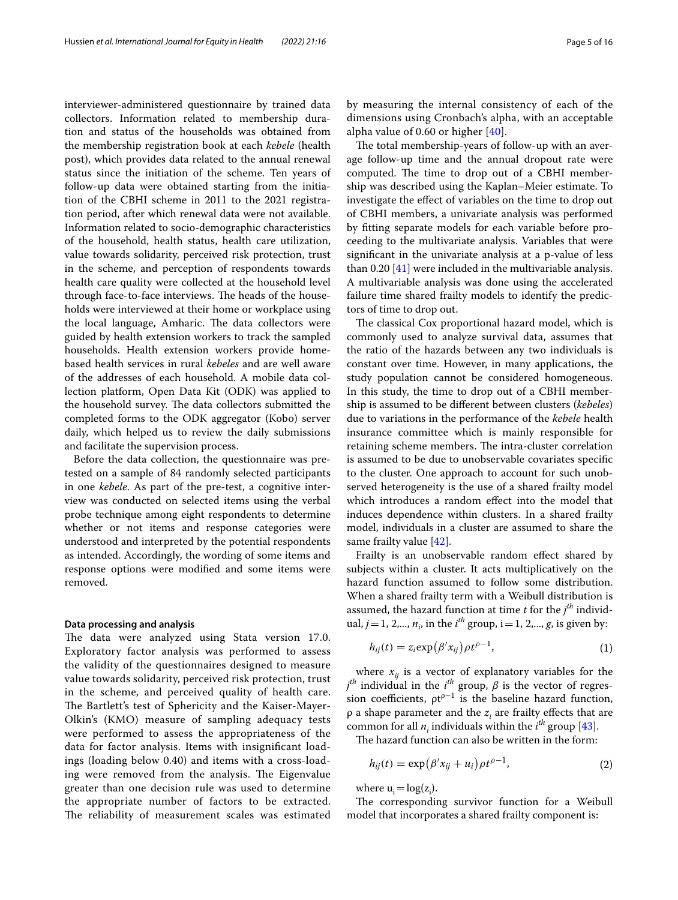interviewer-administered questionnaire by trained data collectors. Information related to membership duration and status of the households was obtained from the membership registration book at each *kebele* (health post), which provides data related to the annual renewal status since the initiation of the scheme. Ten years of follow-up data were obtained starting from the initiation of the CBHI scheme in 2011 to the 2021 registration period, after which renewal data were not available. Information related to socio-demographic characteristics of the household, health status, health care utilization, value towards solidarity, perceived risk protection, trust in the scheme, and perception of respondents towards health care quality were collected at the household level through face-to-face interviews. The heads of the households were interviewed at their home or workplace using the local language, Amharic. The data collectors were guided by health extension workers to track the sampled households. Health extension workers provide home-based health services in rural *kebeles* and are well aware of the addresses of each household. A mobile data collection platform, Open Data Kit (ODK) was applied to the household survey. The data collectors submitted the completed forms to the ODK aggregator (Kobo) server daily, which helped us to review the daily submissions and facilitate the supervision process.

Before the data collection, the questionnaire was pretested on a sample of 84 randomly selected participants in one *kebele*. As part of the pre-test, a cognitive interview was conducted on selected items using the verbal probe technique among eight respondents to determine whether or not items and response categories were understood and interpreted by the potential respondents as intended. Accordingly, the wording of some items and response options were modified and some items were removed.

### Data processing and analysis

The data were analyzed using Stata version 17.0. Exploratory factor analysis was performed to assess the validity of the questionnaires designed to measure value towards solidarity, perceived risk protection, trust in the scheme, and perceived quality of health care. The Bartlett's test of Sphericity and the Kaiser-Mayer-Olkin's (KMO) measure of sampling adequacy tests were performed to assess the appropriateness of the data for factor analysis. Items with insignificant loadings (loading below 0.40) and items with a cross-loading were removed from the analysis. The Eigenvalue greater than one decision rule was used to determine the appropriate number of factors to be extracted. The reliability of measurement scales was estimated by measuring the internal consistency of each of the dimensions using Cronbach's alpha, with an acceptable alpha value of 0.60 or higher [40].

The total membership-years of follow-up with an average follow-up time and the annual dropout rate were computed. The time to drop out of a CBHI membership was described using the Kaplan–Meier estimate. To investigate the effect of variables on the time to drop out of CBHI members, a univariate analysis was performed by fitting separate models for each variable before proceeding to the multivariate analysis. Variables that were significant in the univariate analysis at a p-value of less than 0.20 [41] were included in the multivariable analysis. A multivariable analysis was done using the accelerated failure time shared frailty models to identify the predictors of time to drop out.

The classical Cox proportional hazard model, which is commonly used to analyze survival data, assumes that the ratio of the hazards between any two individuals is constant over time. However, in many applications, the study population cannot be considered homogeneous. In this study, the time to drop out of a CBHI membership is assumed to be different between clusters (*kebeles*) due to variations in the performance of the *kebele* health insurance committee which is mainly responsible for retaining scheme members. The intra-cluster correlation is assumed to be due to unobservable covariates specific to the cluster. One approach to account for such unobserved heterogeneity is the use of a shared frailty model which introduces a random effect into the model that induces dependence within clusters. In a shared frailty model, individuals in a cluster are assumed to share the same frailty value [42].

Frailty is an unobservable random effect shared by subjects within a cluster. It acts multiplicatively on the hazard function assumed to follow some distribution. When a shared frailty term with a Weibull distribution is assumed, the hazard function at time $t$ for the $j^{th}$ individual, $j = 1, 2, \ldots, n_i$, in the $i^{th}$ group, $i = 1, 2, \ldots, g$, is given by:

$$h_{ij}(t) = z_i \exp(\beta' x_{ij}) \rho t^{\rho-1}, \tag{1}$$

where $x_{ij}$ is a vector of explanatory variables for the $j^{th}$ individual in the $i^{th}$ group, $\beta$ is the vector of regression coefficients, $\rho t^{\rho-1}$ is the baseline hazard function, $\rho$ a shape parameter and the $z_i$ are frailty effects that are common for all $n_i$ individuals within the $i^{th}$ group [43].

The hazard function can also be written in the form:

$$h_{ij}(t) = \exp(\beta' x_{ij} + u_i) \rho t^{\rho-1}, \tag{2}$$

where $u_i = \log(z_i)$.

The corresponding survivor function for a Weibull model that incorporates a shared frailty component is: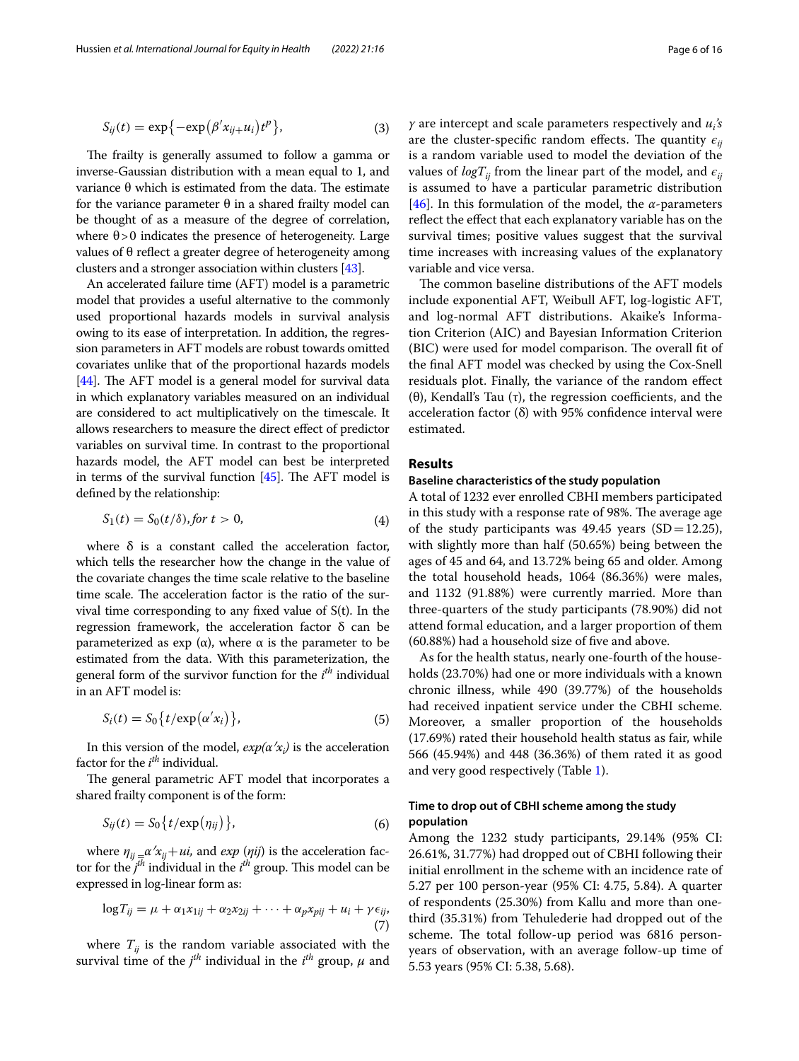$$S_{ij}(t) = \exp\{-\exp(\beta' x_{ij+} u_i) t^p\}, \quad (3)$$

The frailty is generally assumed to follow a gamma or inverse-Gaussian distribution with a mean equal to 1, and variance θ which is estimated from the data. The estimate for the variance parameter θ in a shared frailty model can be thought of as a measure of the degree of correlation, where θ > 0 indicates the presence of heterogeneity. Large values of θ reflect a greater degree of heterogeneity among clusters and a stronger association within clusters [43].

An accelerated failure time (AFT) model is a parametric model that provides a useful alternative to the commonly used proportional hazards models in survival analysis owing to its ease of interpretation. In addition, the regression parameters in AFT models are robust towards omitted covariates unlike that of the proportional hazards models [44]. The AFT model is a general model for survival data in which explanatory variables measured on an individual are considered to act multiplicatively on the timescale. It allows researchers to measure the direct effect of predictor variables on survival time. In contrast to the proportional hazards model, the AFT model can best be interpreted in terms of the survival function [45]. The AFT model is defined by the relationship:

$$S_1(t) = S_0(t/\delta), for\ t > 0, \quad (4)$$

where δ is a constant called the acceleration factor, which tells the researcher how the change in the value of the covariate changes the time scale relative to the baseline time scale. The acceleration factor is the ratio of the survival time corresponding to any fixed value of S(t). In the regression framework, the acceleration factor δ can be parameterized as exp (α), where α is the parameter to be estimated from the data. With this parameterization, the general form of the survivor function for the $i^{th}$ individual in an AFT model is:

$$S_i(t) = S_0\{t/\exp(\alpha' x_i)\}, \quad (5)$$

In this version of the model, $exp(\alpha' x_i)$ is the acceleration factor for the $i^{th}$ individual.

The general parametric AFT model that incorporates a shared frailty component is of the form:

$$S_{ij}(t) = S_0\{t/\exp(\eta_{ij})\}, \quad (6)$$

where $\eta_{ij} = \alpha' x_{ij} + ui$, and $exp\ (\eta ij)$ is the acceleration factor for the $j^{th}$ individual in the $i^{th}$ group. This model can be expressed in log-linear form as:

$$\log T_{ij} = \mu + \alpha_1 x_{1ij} + \alpha_2 x_{2ij} + \cdots + \alpha_p x_{pij} + u_i + \gamma \epsilon_{ij}, \quad (7)$$

where $T_{ij}$ is the random variable associated with the survival time of the $j^{th}$ individual in the $i^{th}$ group, $\mu$ and $\gamma$ are intercept and scale parameters respectively and $u_i$'s are the cluster-specific random effects. The quantity $\epsilon_{ij}$ is a random variable used to model the deviation of the values of $logT_{ij}$ from the linear part of the model, and $\epsilon_{ij}$ is assumed to have a particular parametric distribution [46]. In this formulation of the model, the $\alpha$-parameters reflect the effect that each explanatory variable has on the survival times; positive values suggest that the survival time increases with increasing values of the explanatory variable and vice versa.

The common baseline distributions of the AFT models include exponential AFT, Weibull AFT, log-logistic AFT, and log-normal AFT distributions. Akaike's Information Criterion (AIC) and Bayesian Information Criterion (BIC) were used for model comparison. The overall fit of the final AFT model was checked by using the Cox-Snell residuals plot. Finally, the variance of the random effect (θ), Kendall's Tau (τ), the regression coefficients, and the acceleration factor (δ) with 95% confidence interval were estimated.

## Results

### Baseline characteristics of the study population

A total of 1232 ever enrolled CBHI members participated in this study with a response rate of 98%. The average age of the study participants was 49.45 years (SD = 12.25), with slightly more than half (50.65%) being between the ages of 45 and 64, and 13.72% being 65 and older. Among the total household heads, 1064 (86.36%) were males, and 1132 (91.88%) were currently married. More than three-quarters of the study participants (78.90%) did not attend formal education, and a larger proportion of them (60.88%) had a household size of five and above.

As for the health status, nearly one-fourth of the households (23.70%) had one or more individuals with a known chronic illness, while 490 (39.77%) of the households had received inpatient service under the CBHI scheme. Moreover, a smaller proportion of the households (17.69%) rated their household health status as fair, while 566 (45.94%) and 448 (36.36%) of them rated it as good and very good respectively (Table 1).

### Time to drop out of CBHI scheme among the study population

Among the 1232 study participants, 29.14% (95% CI: 26.61%, 31.77%) had dropped out of CBHI following their initial enrollment in the scheme with an incidence rate of 5.27 per 100 person-year (95% CI: 4.75, 5.84). A quarter of respondents (25.30%) from Kallu and more than one-third (35.31%) from Tehulederie had dropped out of the scheme. The total follow-up period was 6816 person-years of observation, with an average follow-up time of 5.53 years (95% CI: 5.38, 5.68).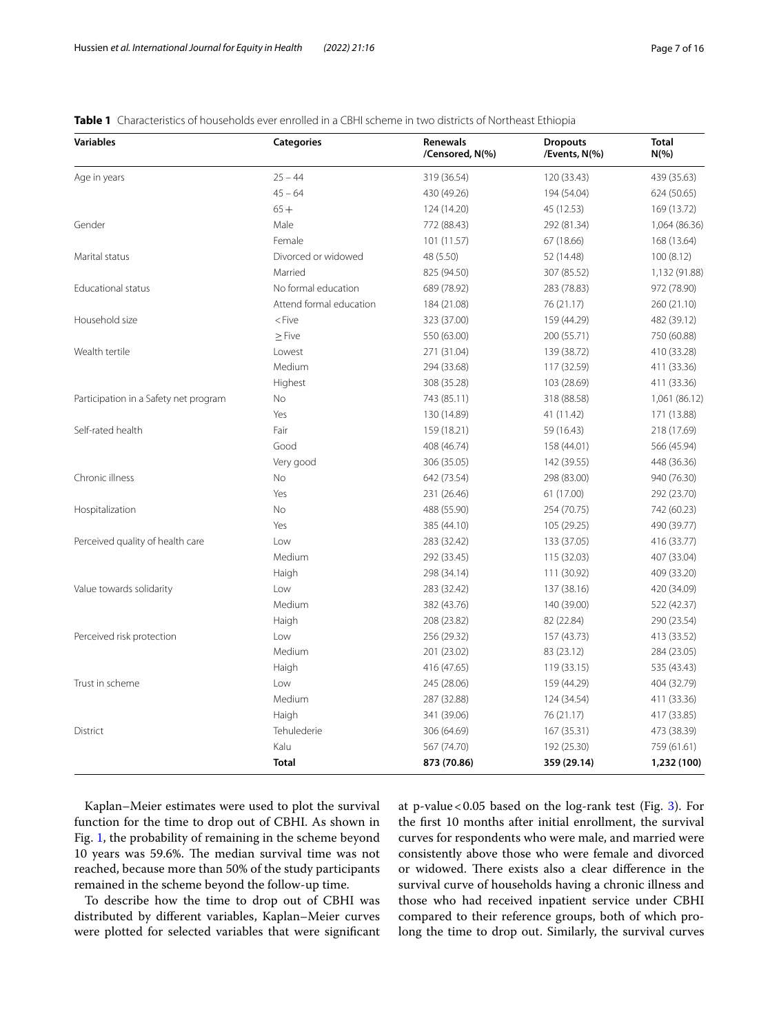**Table 1** Characteristics of households ever enrolled in a CBHI scheme in two districts of Northeast Ethiopia

| Variables | Categories | Renewals /Censored, N(%) | Dropouts /Events, N(%) | Total N(%) |
|---|---|---|---|---|
| Age in years | 25 – 44 | 319 (36.54) | 120 (33.43) | 439 (35.63) |
| | 45 – 64 | 430 (49.26) | 194 (54.04) | 624 (50.65) |
| | 65 + | 124 (14.20) | 45 (12.53) | 169 (13.72) |
| Gender | Male | 772 (88.43) | 292 (81.34) | 1,064 (86.36) |
| | Female | 101 (11.57) | 67 (18.66) | 168 (13.64) |
| Marital status | Divorced or widowed | 48 (5.50) | 52 (14.48) | 100 (8.12) |
| | Married | 825 (94.50) | 307 (85.52) | 1,132 (91.88) |
| Educational status | No formal education | 689 (78.92) | 283 (78.83) | 972 (78.90) |
| | Attend formal education | 184 (21.08) | 76 (21.17) | 260 (21.10) |
| Household size | < Five | 323 (37.00) | 159 (44.29) | 482 (39.12) |
| | ≥ Five | 550 (63.00) | 200 (55.71) | 750 (60.88) |
| Wealth tertile | Lowest | 271 (31.04) | 139 (38.72) | 410 (33.28) |
| | Medium | 294 (33.68) | 117 (32.59) | 411 (33.36) |
| | Highest | 308 (35.28) | 103 (28.69) | 411 (33.36) |
| Participation in a Safety net program | No | 743 (85.11) | 318 (88.58) | 1,061 (86.12) |
| | Yes | 130 (14.89) | 41 (11.42) | 171 (13.88) |
| Self-rated health | Fair | 159 (18.21) | 59 (16.43) | 218 (17.69) |
| | Good | 408 (46.74) | 158 (44.01) | 566 (45.94) |
| | Very good | 306 (35.05) | 142 (39.55) | 448 (36.36) |
| Chronic illness | No | 642 (73.54) | 298 (83.00) | 940 (76.30) |
| | Yes | 231 (26.46) | 61 (17.00) | 292 (23.70) |
| Hospitalization | No | 488 (55.90) | 254 (70.75) | 742 (60.23) |
| | Yes | 385 (44.10) | 105 (29.25) | 490 (39.77) |
| Perceived quality of health care | Low | 283 (32.42) | 133 (37.05) | 416 (33.77) |
| | Medium | 292 (33.45) | 115 (32.03) | 407 (33.04) |
| | Haigh | 298 (34.14) | 111 (30.92) | 409 (33.20) |
| Value towards solidarity | Low | 283 (32.42) | 137 (38.16) | 420 (34.09) |
| | Medium | 382 (43.76) | 140 (39.00) | 522 (42.37) |
| | Haigh | 208 (23.82) | 82 (22.84) | 290 (23.54) |
| Perceived risk protection | Low | 256 (29.32) | 157 (43.73) | 413 (33.52) |
| | Medium | 201 (23.02) | 83 (23.12) | 284 (23.05) |
| | Haigh | 416 (47.65) | 119 (33.15) | 535 (43.43) |
| Trust in scheme | Low | 245 (28.06) | 159 (44.29) | 404 (32.79) |
| | Medium | 287 (32.88) | 124 (34.54) | 411 (33.36) |
| | Haigh | 341 (39.06) | 76 (21.17) | 417 (33.85) |
| District | Tehulederie | 306 (64.69) | 167 (35.31) | 473 (38.39) |
| | Kalu | 567 (74.70) | 192 (25.30) | 759 (61.61) |
| | **Total** | **873 (70.86)** | **359 (29.14)** | **1,232 (100)** |

Kaplan–Meier estimates were used to plot the survival function for the time to drop out of CBHI. As shown in Fig. 1, the probability of remaining in the scheme beyond 10 years was 59.6%. The median survival time was not reached, because more than 50% of the study participants remained in the scheme beyond the follow-up time.

To describe how the time to drop out of CBHI was distributed by different variables, Kaplan–Meier curves were plotted for selected variables that were significant at p-value $< 0.05$ based on the log-rank test (Fig. 3). For the first 10 months after initial enrollment, the survival curves for respondents who were male, and married were consistently above those who were female and divorced or widowed. There exists also a clear difference in the survival curve of households having a chronic illness and those who had received inpatient service under CBHI compared to their reference groups, both of which prolong the time to drop out. Similarly, the survival curves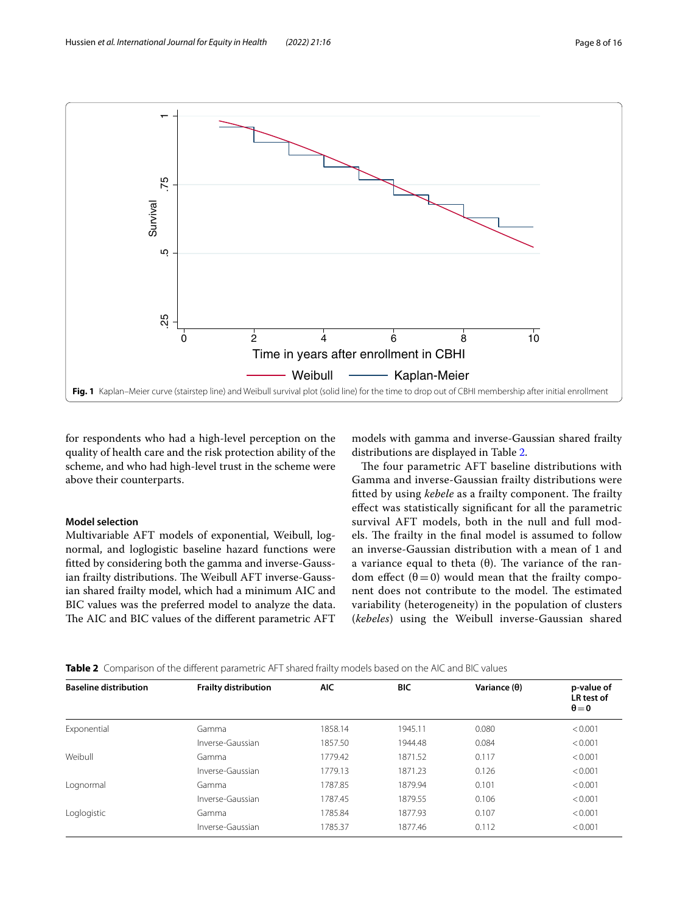Fig. 1 Kaplan–Meier curve (stairstep line) and Weibull survival plot (solid line) for the time to drop out of CBHI membership after initial enrollment

for respondents who had a high-level perception on the quality of health care and the risk protection ability of the scheme, and who had high-level trust in the scheme were above their counterparts.

### Model selection

Multivariable AFT models of exponential, Weibull, lognormal, and loglogistic baseline hazard functions were fitted by considering both the gamma and inverse-Gaussian frailty distributions. The Weibull AFT inverse-Gaussian shared frailty model, which had a minimum AIC and BIC values was the preferred model to analyze the data. The AIC and BIC values of the different parametric AFT models with gamma and inverse-Gaussian shared frailty distributions are displayed in Table 2.

The four parametric AFT baseline distributions with Gamma and inverse-Gaussian frailty distributions were fitted by using *kebele* as a frailty component. The frailty effect was statistically significant for all the parametric survival AFT models, both in the null and full models. The frailty in the final model is assumed to follow an inverse-Gaussian distribution with a mean of 1 and a variance equal to theta (θ). The variance of the random effect (θ = 0) would mean that the frailty component does not contribute to the model. The estimated variability (heterogeneity) in the population of clusters (*kebeles*) using the Weibull inverse-Gaussian shared

**Table 2** Comparison of the different parametric AFT shared frailty models based on the AIC and BIC values

| Baseline distribution | Frailty distribution | AIC | BIC | Variance (θ) | p-value of LR test of θ = 0 |
|---|---|---|---|---|---|
| Exponential | Gamma | 1858.14 | 1945.11 | 0.080 | < 0.001 |
| | Inverse-Gaussian | 1857.50 | 1944.48 | 0.084 | < 0.001 |
| Weibull | Gamma | 1779.42 | 1871.52 | 0.117 | < 0.001 |
| | Inverse-Gaussian | 1779.13 | 1871.23 | 0.126 | < 0.001 |
| Lognormal | Gamma | 1787.85 | 1879.94 | 0.101 | < 0.001 |
| | Inverse-Gaussian | 1787.45 | 1879.55 | 0.106 | < 0.001 |
| Loglogistic | Gamma | 1785.84 | 1877.93 | 0.107 | < 0.001 |
| | Inverse-Gaussian | 1785.37 | 1877.46 | 0.112 | < 0.001 |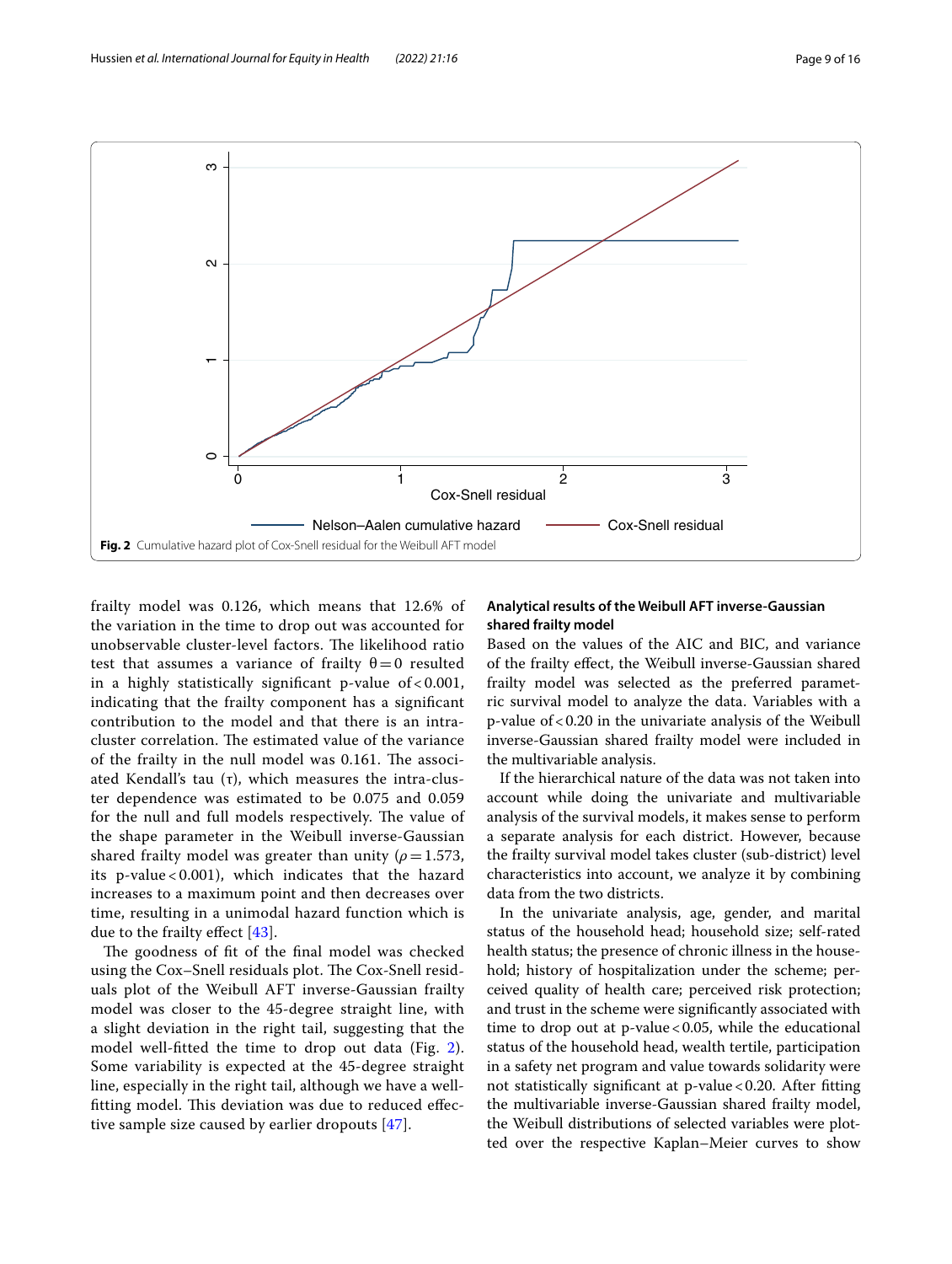Fig. 2 Cumulative hazard plot of Cox-Snell residual for the Weibull AFT model

frailty model was 0.126, which means that 12.6% of the variation in the time to drop out was accounted for unobservable cluster-level factors. The likelihood ratio test that assumes a variance of frailty $\theta = 0$ resulted in a highly statistically significant p-value of $< 0.001$, indicating that the frailty component has a significant contribution to the model and that there is an intra-cluster correlation. The estimated value of the variance of the frailty in the null model was 0.161. The associated Kendall's tau ($\tau$), which measures the intra-cluster dependence was estimated to be 0.075 and 0.059 for the null and full models respectively. The value of the shape parameter in the Weibull inverse-Gaussian shared frailty model was greater than unity ($\rho = 1.573$, its p-value $< 0.001$), which indicates that the hazard increases to a maximum point and then decreases over time, resulting in a unimodal hazard function which is due to the frailty effect [43].

The goodness of fit of the final model was checked using the Cox–Snell residuals plot. The Cox-Snell residuals plot of the Weibull AFT inverse-Gaussian frailty model was closer to the 45-degree straight line, with a slight deviation in the right tail, suggesting that the model well-fitted the time to drop out data (Fig. 2). Some variability is expected at the 45-degree straight line, especially in the right tail, although we have a well-fitting model. This deviation was due to reduced effective sample size caused by earlier dropouts [47].

### Analytical results of the Weibull AFT inverse-Gaussian shared frailty model

Based on the values of the AIC and BIC, and variance of the frailty effect, the Weibull inverse-Gaussian shared frailty model was selected as the preferred parametric survival model to analyze the data. Variables with a p-value of $< 0.20$ in the univariate analysis of the Weibull inverse-Gaussian shared frailty model were included in the multivariable analysis.

If the hierarchical nature of the data was not taken into account while doing the univariate and multivariable analysis of the survival models, it makes sense to perform a separate analysis for each district. However, because the frailty survival model takes cluster (sub-district) level characteristics into account, we analyze it by combining data from the two districts.

In the univariate analysis, age, gender, and marital status of the household head; household size; self-rated health status; the presence of chronic illness in the household; history of hospitalization under the scheme; perceived quality of health care; perceived risk protection; and trust in the scheme were significantly associated with time to drop out at p-value $< 0.05$, while the educational status of the household head, wealth tertile, participation in a safety net program and value towards solidarity were not statistically significant at p-value $< 0.20$. After fitting the multivariable inverse-Gaussian shared frailty model, the Weibull distributions of selected variables were plotted over the respective Kaplan–Meier curves to show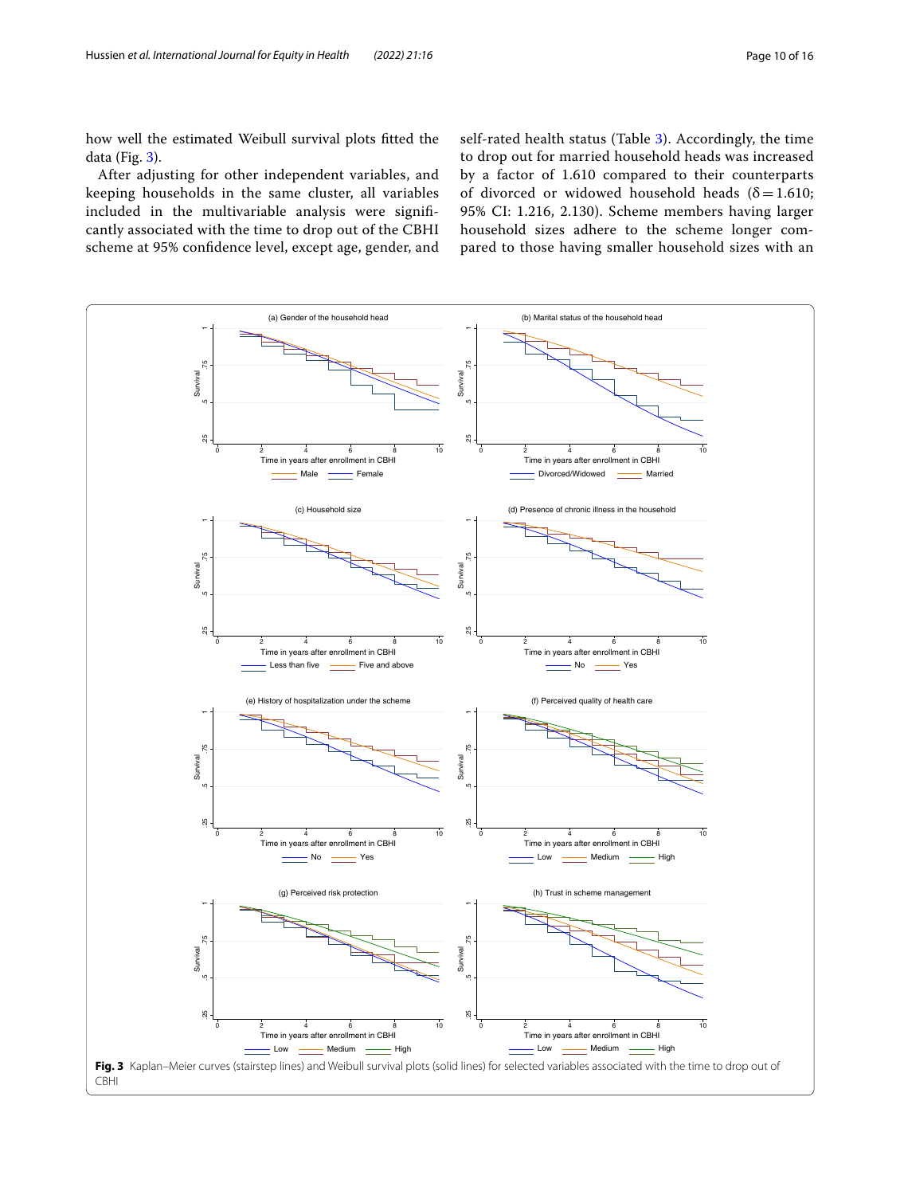how well the estimated Weibull survival plots fitted the data (Fig. 3).

After adjusting for other independent variables, and keeping households in the same cluster, all variables included in the multivariable analysis were significantly associated with the time to drop out of the CBHI scheme at 95% confidence level, except age, gender, and self-rated health status (Table 3). Accordingly, the time to drop out for married household heads was increased by a factor of 1.610 compared to their counterparts of divorced or widowed household heads ($\delta = 1.610$; 95% CI: 1.216, 2.130). Scheme members having larger household sizes adhere to the scheme longer compared to those having smaller household sizes with an

**Fig. 3** Kaplan–Meier curves (stairstep lines) and Weibull survival plots (solid lines) for selected variables associated with the time to drop out of CBHI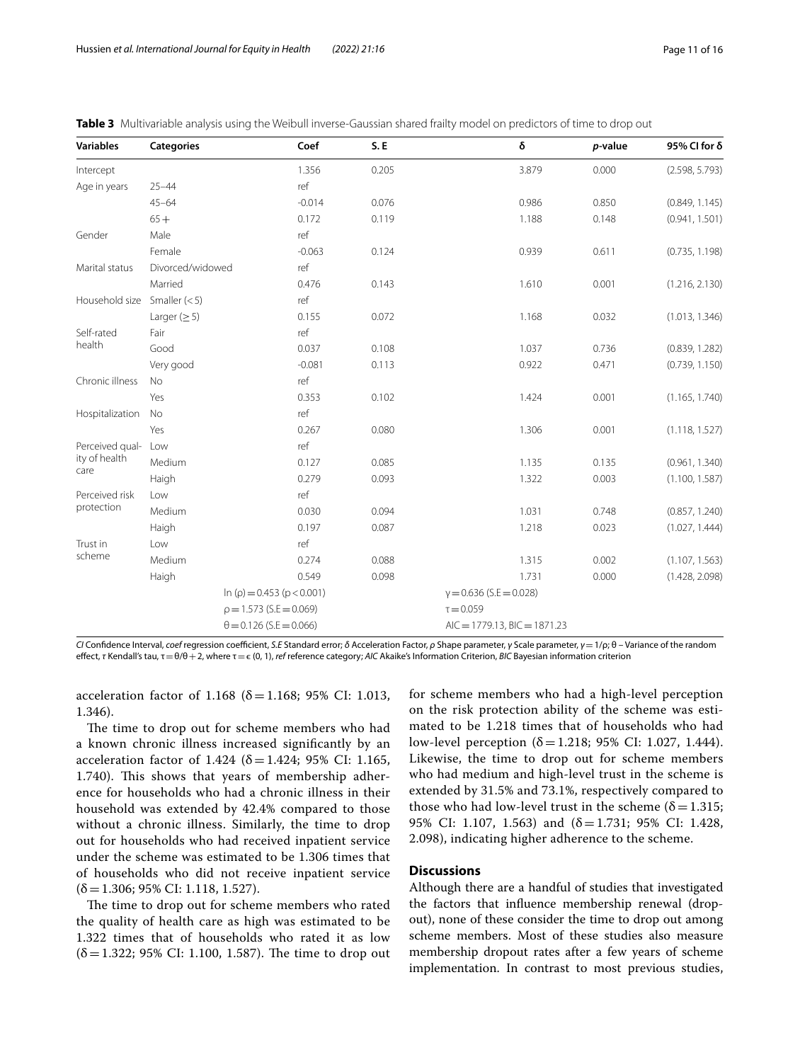**Table 3** Multivariable analysis using the Weibull inverse-Gaussian shared frailty model on predictors of time to drop out

| Variables | Categories | Coef | S. E | δ | *p*-value | 95% CI for δ |
|---|---|---|---|---|---|---|
| Intercept | | 1.356 | 0.205 | 3.879 | 0.000 | (2.598, 5.793) |
| Age in years | 25–44 | ref | | | | |
| | 45–64 | -0.014 | 0.076 | 0.986 | 0.850 | (0.849, 1.145) |
| | 65+ | 0.172 | 0.119 | 1.188 | 0.148 | (0.941, 1.501) |
| Gender | Male | ref | | | | |
| | Female | -0.063 | 0.124 | 0.939 | 0.611 | (0.735, 1.198) |
| Marital status | Divorced/widowed | ref | | | | |
| | Married | 0.476 | 0.143 | 1.610 | 0.001 | (1.216, 2.130) |
| Household size | Smaller (<5) | ref | | | | |
| | Larger (≥5) | 0.155 | 0.072 | 1.168 | 0.032 | (1.013, 1.346) |
| Self-rated health | Fair | ref | | | | |
| | Good | 0.037 | 0.108 | 1.037 | 0.736 | (0.839, 1.282) |
| | Very good | -0.081 | 0.113 | 0.922 | 0.471 | (0.739, 1.150) |
| Chronic illness | No | ref | | | | |
| | Yes | 0.353 | 0.102 | 1.424 | 0.001 | (1.165, 1.740) |
| Hospitalization | No | ref | | | | |
| | Yes | 0.267 | 0.080 | 1.306 | 0.001 | (1.118, 1.527) |
| Perceived quality of health care | Low | ref | | | | |
| | Medium | 0.127 | 0.085 | 1.135 | 0.135 | (0.961, 1.340) |
| | Haigh | 0.279 | 0.093 | 1.322 | 0.003 | (1.100, 1.587) |
| Perceived risk protection | Low | ref | | | | |
| | Medium | 0.030 | 0.094 | 1.031 | 0.748 | (0.857, 1.240) |
| | Haigh | 0.197 | 0.087 | 1.218 | 0.023 | (1.027, 1.444) |
| Trust in scheme | Low | ref | | | | |
| | Medium | 0.274 | 0.088 | 1.315 | 0.002 | (1.107, 1.563) |
| | Haigh | 0.549 | 0.098 | 1.731 | 0.000 | (1.428, 2.098) |
| | $\ln(\rho) = 0.453$ ($p < 0.001$) | | | $\gamma = 0.636$ (S.E = 0.028) | | |
| | $\rho = 1.573$ (S.E = 0.069) | | | $\tau = 0.059$ | | |
| | $\theta = 0.126$ (S.E = 0.066) | | | AIC = 1779.13, BIC = 1871.23 | | |

*CI* Confidence Interval, *coef* regression coefficient, *S.E* Standard error; *δ* Acceleration Factor, *ρ* Shape parameter, *γ* Scale parameter, $\gamma = 1/\rho$; θ – Variance of the random effect, *τ* Kendall's tau, $\tau = \theta/\theta + 2$, where $\tau = \epsilon$ (0, 1), *ref* reference category; *AIC* Akaike's Information Criterion, *BIC* Bayesian information criterion

acceleration factor of 1.168 (δ = 1.168; 95% CI: 1.013, 1.346).

The time to drop out for scheme members who had a known chronic illness increased significantly by an acceleration factor of 1.424 (δ = 1.424; 95% CI: 1.165, 1.740). This shows that years of membership adherence for households who had a chronic illness in their household was extended by 42.4% compared to those without a chronic illness. Similarly, the time to drop out for households who had received inpatient service under the scheme was estimated to be 1.306 times that of households who did not receive inpatient service (δ = 1.306; 95% CI: 1.118, 1.527).

The time to drop out for scheme members who rated the quality of health care as high was estimated to be 1.322 times that of households who rated it as low (δ = 1.322; 95% CI: 1.100, 1.587). The time to drop out for scheme members who had a high-level perception on the risk protection ability of the scheme was estimated to be 1.218 times that of households who had low-level perception (δ = 1.218; 95% CI: 1.027, 1.444). Likewise, the time to drop out for scheme members who had medium and high-level trust in the scheme is extended by 31.5% and 73.1%, respectively compared to those who had low-level trust in the scheme (δ = 1.315; 95% CI: 1.107, 1.563) and (δ = 1.731; 95% CI: 1.428, 2.098), indicating higher adherence to the scheme.

## Discussions

Although there are a handful of studies that investigated the factors that influence membership renewal (dropout), none of these consider the time to drop out among scheme members. Most of these studies also measure membership dropout rates after a few years of scheme implementation. In contrast to most previous studies,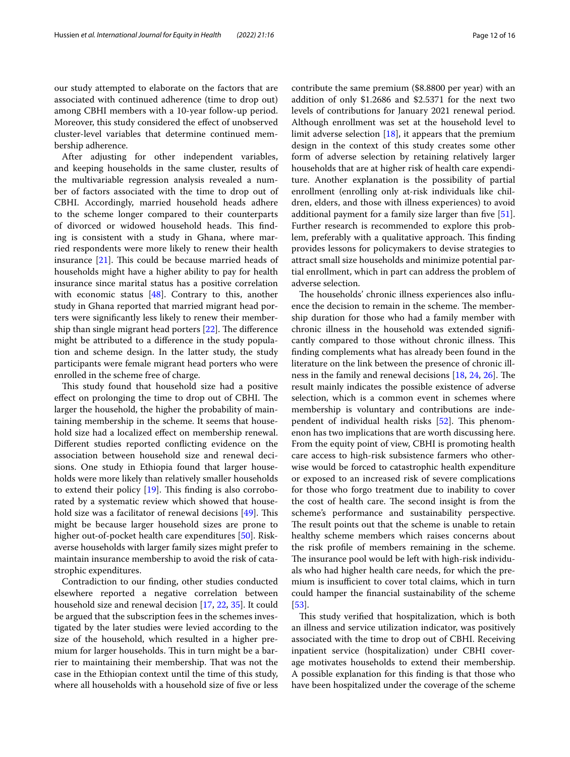our study attempted to elaborate on the factors that are associated with continued adherence (time to drop out) among CBHI members with a 10-year follow-up period. Moreover, this study considered the effect of unobserved cluster-level variables that determine continued membership adherence.

After adjusting for other independent variables, and keeping households in the same cluster, results of the multivariable regression analysis revealed a number of factors associated with the time to drop out of CBHI. Accordingly, married household heads adhere to the scheme longer compared to their counterparts of divorced or widowed household heads. This finding is consistent with a study in Ghana, where married respondents were more likely to renew their health insurance [21]. This could be because married heads of households might have a higher ability to pay for health insurance since marital status has a positive correlation with economic status [48]. Contrary to this, another study in Ghana reported that married migrant head porters were significantly less likely to renew their membership than single migrant head porters [22]. The difference might be attributed to a difference in the study population and scheme design. In the latter study, the study participants were female migrant head porters who were enrolled in the scheme free of charge.

This study found that household size had a positive effect on prolonging the time to drop out of CBHI. The larger the household, the higher the probability of maintaining membership in the scheme. It seems that household size had a localized effect on membership renewal. Different studies reported conflicting evidence on the association between household size and renewal decisions. One study in Ethiopia found that larger households were more likely than relatively smaller households to extend their policy [19]. This finding is also corroborated by a systematic review which showed that household size was a facilitator of renewal decisions [49]. This might be because larger household sizes are prone to higher out-of-pocket health care expenditures [50]. Risk-averse households with larger family sizes might prefer to maintain insurance membership to avoid the risk of catastrophic expenditures.

Contradiction to our finding, other studies conducted elsewhere reported a negative correlation between household size and renewal decision [17, 22, 35]. It could be argued that the subscription fees in the schemes investigated by the later studies were levied according to the size of the household, which resulted in a higher premium for larger households. This in turn might be a barrier to maintaining their membership. That was not the case in the Ethiopian context until the time of this study, where all households with a household size of five or less contribute the same premium ($8.8800 per year) with an addition of only $1.2686 and $2.5371 for the next two levels of contributions for January 2021 renewal period. Although enrollment was set at the household level to limit adverse selection [18], it appears that the premium design in the context of this study creates some other form of adverse selection by retaining relatively larger households that are at higher risk of health care expenditure. Another explanation is the possibility of partial enrollment (enrolling only at-risk individuals like children, elders, and those with illness experiences) to avoid additional payment for a family size larger than five [51]. Further research is recommended to explore this problem, preferably with a qualitative approach. This finding provides lessons for policymakers to devise strategies to attract small size households and minimize potential partial enrollment, which in part can address the problem of adverse selection.

The households' chronic illness experiences also influence the decision to remain in the scheme. The membership duration for those who had a family member with chronic illness in the household was extended significantly compared to those without chronic illness. This finding complements what has already been found in the literature on the link between the presence of chronic illness in the family and renewal decisions [18, 24, 26]. The result mainly indicates the possible existence of adverse selection, which is a common event in schemes where membership is voluntary and contributions are independent of individual health risks [52]. This phenomenon has two implications that are worth discussing here. From the equity point of view, CBHI is promoting health care access to high-risk subsistence farmers who otherwise would be forced to catastrophic health expenditure or exposed to an increased risk of severe complications for those who forgo treatment due to inability to cover the cost of health care. The second insight is from the scheme's performance and sustainability perspective. The result points out that the scheme is unable to retain healthy scheme members which raises concerns about the risk profile of members remaining in the scheme. The insurance pool would be left with high-risk individuals who had higher health care needs, for which the premium is insufficient to cover total claims, which in turn could hamper the financial sustainability of the scheme [53].

This study verified that hospitalization, which is both an illness and service utilization indicator, was positively associated with the time to drop out of CBHI. Receiving inpatient service (hospitalization) under CBHI coverage motivates households to extend their membership. A possible explanation for this finding is that those who have been hospitalized under the coverage of the scheme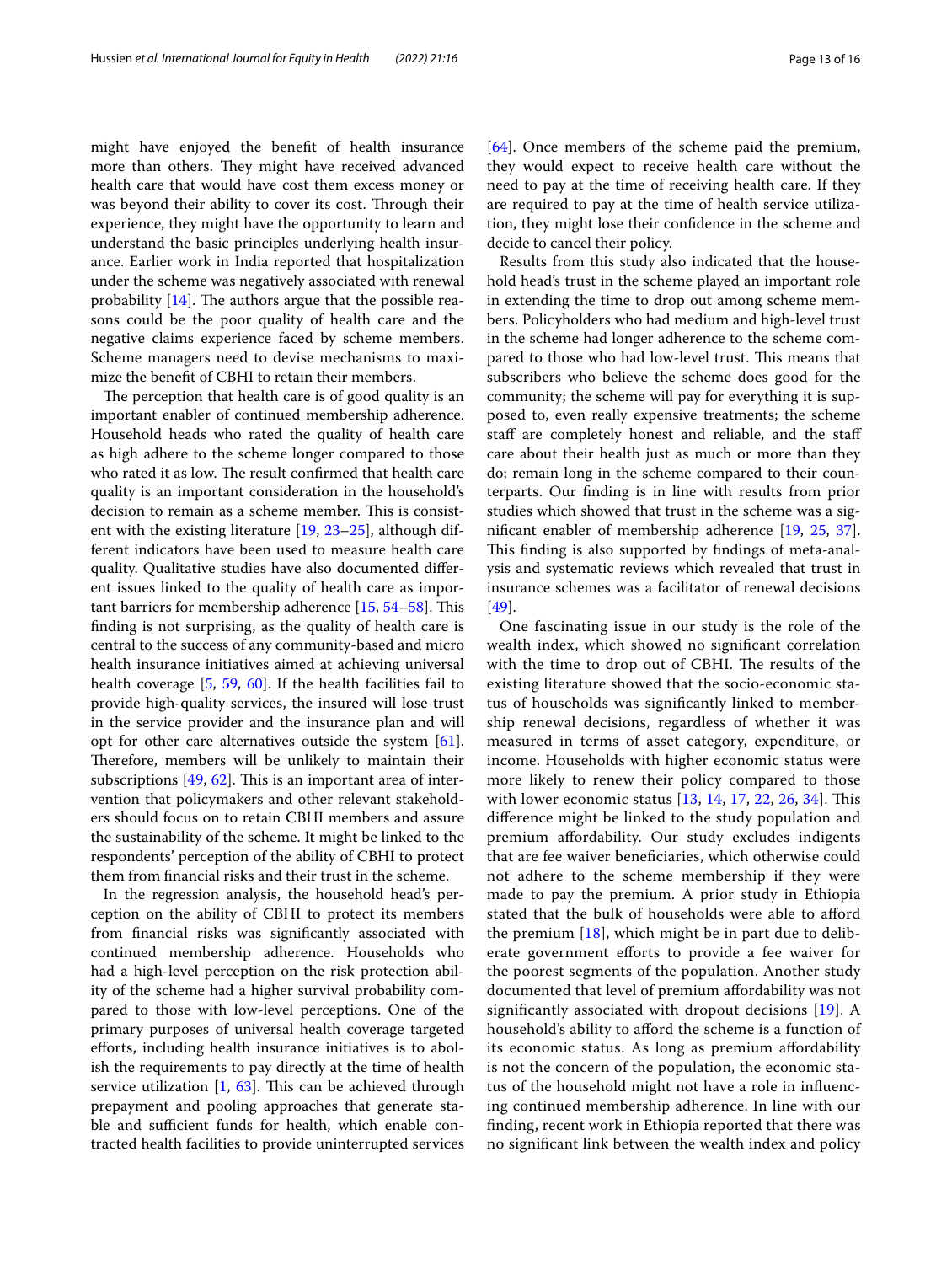might have enjoyed the benefit of health insurance more than others. They might have received advanced health care that would have cost them excess money or was beyond their ability to cover its cost. Through their experience, they might have the opportunity to learn and understand the basic principles underlying health insurance. Earlier work in India reported that hospitalization under the scheme was negatively associated with renewal probability [14]. The authors argue that the possible reasons could be the poor quality of health care and the negative claims experience faced by scheme members. Scheme managers need to devise mechanisms to maximize the benefit of CBHI to retain their members.

The perception that health care is of good quality is an important enabler of continued membership adherence. Household heads who rated the quality of health care as high adhere to the scheme longer compared to those who rated it as low. The result confirmed that health care quality is an important consideration in the household's decision to remain as a scheme member. This is consistent with the existing literature [19, 23–25], although different indicators have been used to measure health care quality. Qualitative studies have also documented different issues linked to the quality of health care as important barriers for membership adherence [15, 54–58]. This finding is not surprising, as the quality of health care is central to the success of any community-based and micro health insurance initiatives aimed at achieving universal health coverage [5, 59, 60]. If the health facilities fail to provide high-quality services, the insured will lose trust in the service provider and the insurance plan and will opt for other care alternatives outside the system [61]. Therefore, members will be unlikely to maintain their subscriptions [49, 62]. This is an important area of intervention that policymakers and other relevant stakeholders should focus on to retain CBHI members and assure the sustainability of the scheme. It might be linked to the respondents' perception of the ability of CBHI to protect them from financial risks and their trust in the scheme.

In the regression analysis, the household head's perception on the ability of CBHI to protect its members from financial risks was significantly associated with continued membership adherence. Households who had a high-level perception on the risk protection ability of the scheme had a higher survival probability compared to those with low-level perceptions. One of the primary purposes of universal health coverage targeted efforts, including health insurance initiatives is to abolish the requirements to pay directly at the time of health service utilization [1, 63]. This can be achieved through prepayment and pooling approaches that generate stable and sufficient funds for health, which enable contracted health facilities to provide uninterrupted services [64]. Once members of the scheme paid the premium, they would expect to receive health care without the need to pay at the time of receiving health care. If they are required to pay at the time of health service utilization, they might lose their confidence in the scheme and decide to cancel their policy.

Results from this study also indicated that the household head's trust in the scheme played an important role in extending the time to drop out among scheme members. Policyholders who had medium and high-level trust in the scheme had longer adherence to the scheme compared to those who had low-level trust. This means that subscribers who believe the scheme does good for the community; the scheme will pay for everything it is supposed to, even really expensive treatments; the scheme staff are completely honest and reliable, and the staff care about their health just as much or more than they do; remain long in the scheme compared to their counterparts. Our finding is in line with results from prior studies which showed that trust in the scheme was a significant enabler of membership adherence [19, 25, 37]. This finding is also supported by findings of meta-analysis and systematic reviews which revealed that trust in insurance schemes was a facilitator of renewal decisions [49].

One fascinating issue in our study is the role of the wealth index, which showed no significant correlation with the time to drop out of CBHI. The results of the existing literature showed that the socio-economic status of households was significantly linked to membership renewal decisions, regardless of whether it was measured in terms of asset category, expenditure, or income. Households with higher economic status were more likely to renew their policy compared to those with lower economic status [13, 14, 17, 22, 26, 34]. This difference might be linked to the study population and premium affordability. Our study excludes indigents that are fee waiver beneficiaries, which otherwise could not adhere to the scheme membership if they were made to pay the premium. A prior study in Ethiopia stated that the bulk of households were able to afford the premium [18], which might be in part due to deliberate government efforts to provide a fee waiver for the poorest segments of the population. Another study documented that level of premium affordability was not significantly associated with dropout decisions [19]. A household's ability to afford the scheme is a function of its economic status. As long as premium affordability is not the concern of the population, the economic status of the household might not have a role in influencing continued membership adherence. In line with our finding, recent work in Ethiopia reported that there was no significant link between the wealth index and policy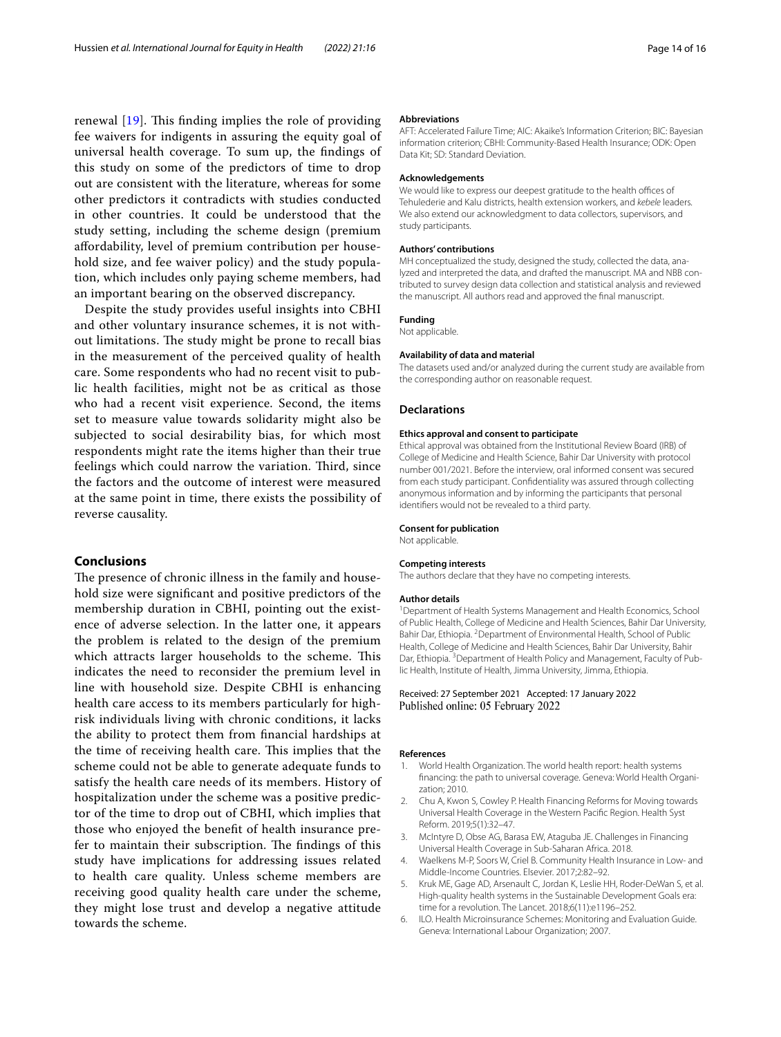renewal [19]. This finding implies the role of providing fee waivers for indigents in assuring the equity goal of universal health coverage. To sum up, the findings of this study on some of the predictors of time to drop out are consistent with the literature, whereas for some other predictors it contradicts with studies conducted in other countries. It could be understood that the study setting, including the scheme design (premium affordability, level of premium contribution per household size, and fee waiver policy) and the study population, which includes only paying scheme members, had an important bearing on the observed discrepancy.

Despite the study provides useful insights into CBHI and other voluntary insurance schemes, it is not without limitations. The study might be prone to recall bias in the measurement of the perceived quality of health care. Some respondents who had no recent visit to public health facilities, might not be as critical as those who had a recent visit experience. Second, the items set to measure value towards solidarity might also be subjected to social desirability bias, for which most respondents might rate the items higher than their true feelings which could narrow the variation. Third, since the factors and the outcome of interest were measured at the same point in time, there exists the possibility of reverse causality.

## Conclusions

The presence of chronic illness in the family and household size were significant and positive predictors of the membership duration in CBHI, pointing out the existence of adverse selection. In the latter one, it appears the problem is related to the design of the premium which attracts larger households to the scheme. This indicates the need to reconsider the premium level in line with household size. Despite CBHI is enhancing health care access to its members particularly for high-risk individuals living with chronic conditions, it lacks the ability to protect them from financial hardships at the time of receiving health care. This implies that the scheme could not be able to generate adequate funds to satisfy the health care needs of its members. History of hospitalization under the scheme was a positive predictor of the time to drop out of CBHI, which implies that those who enjoyed the benefit of health insurance prefer to maintain their subscription. The findings of this study have implications for addressing issues related to health care quality. Unless scheme members are receiving good quality health care under the scheme, they might lose trust and develop a negative attitude towards the scheme.

#### Abbreviations

AFT: Accelerated Failure Time; AIC: Akaike's Information Criterion; BIC: Bayesian information criterion; CBHI: Community-Based Health Insurance; ODK: Open Data Kit; SD: Standard Deviation.

#### Acknowledgements

We would like to express our deepest gratitude to the health offices of Tehulederie and Kalu districts, health extension workers, and *kebele* leaders. We also extend our acknowledgment to data collectors, supervisors, and study participants.

#### Authors' contributions

MH conceptualized the study, designed the study, collected the data, analyzed and interpreted the data, and drafted the manuscript. MA and NBB contributed to survey design data collection and statistical analysis and reviewed the manuscript. All authors read and approved the final manuscript.

#### Funding

Not applicable.

#### Availability of data and material

The datasets used and/or analyzed during the current study are available from the corresponding author on reasonable request.

### Declarations

#### Ethics approval and consent to participate

Ethical approval was obtained from the Institutional Review Board (IRB) of College of Medicine and Health Science, Bahir Dar University with protocol number 001/2021. Before the interview, oral informed consent was secured from each study participant. Confidentiality was assured through collecting anonymous information and by informing the participants that personal identifiers would not be revealed to a third party.

#### Consent for publication

Not applicable.

#### Competing interests

The authors declare that they have no competing interests.

#### Author details

[1]Department of Health Systems Management and Health Economics, School of Public Health, College of Medicine and Health Sciences, Bahir Dar University, Bahir Dar, Ethiopia. [2]Department of Environmental Health, School of Public Health, College of Medicine and Health Sciences, Bahir Dar University, Bahir Dar, Ethiopia. [3]Department of Health Policy and Management, Faculty of Public Health, Institute of Health, Jimma University, Jimma, Ethiopia.

Received: 27 September 2021 Accepted: 17 January 2022
Published online: 05 February 2022

#### References

1. World Health Organization. The world health report: health systems financing: the path to universal coverage. Geneva: World Health Organization; 2010.
2. Chu A, Kwon S, Cowley P. Health Financing Reforms for Moving towards Universal Health Coverage in the Western Pacific Region. Health Syst Reform. 2019;5(1):32–47.
3. McIntyre D, Obse AG, Barasa EW, Ataguba JE. Challenges in Financing Universal Health Coverage in Sub-Saharan Africa. 2018.
4. Waelkens M-P, Soors W, Criel B. Community Health Insurance in Low- and Middle-Income Countries. Elsevier. 2017;2:82–92.
5. Kruk ME, Gage AD, Arsenault C, Jordan K, Leslie HH, Roder-DeWan S, et al. High-quality health systems in the Sustainable Development Goals era: time for a revolution. The Lancet. 2018;6(11):e1196–252.
6. ILO. Health Microinsurance Schemes: Monitoring and Evaluation Guide. Geneva: International Labour Organization; 2007.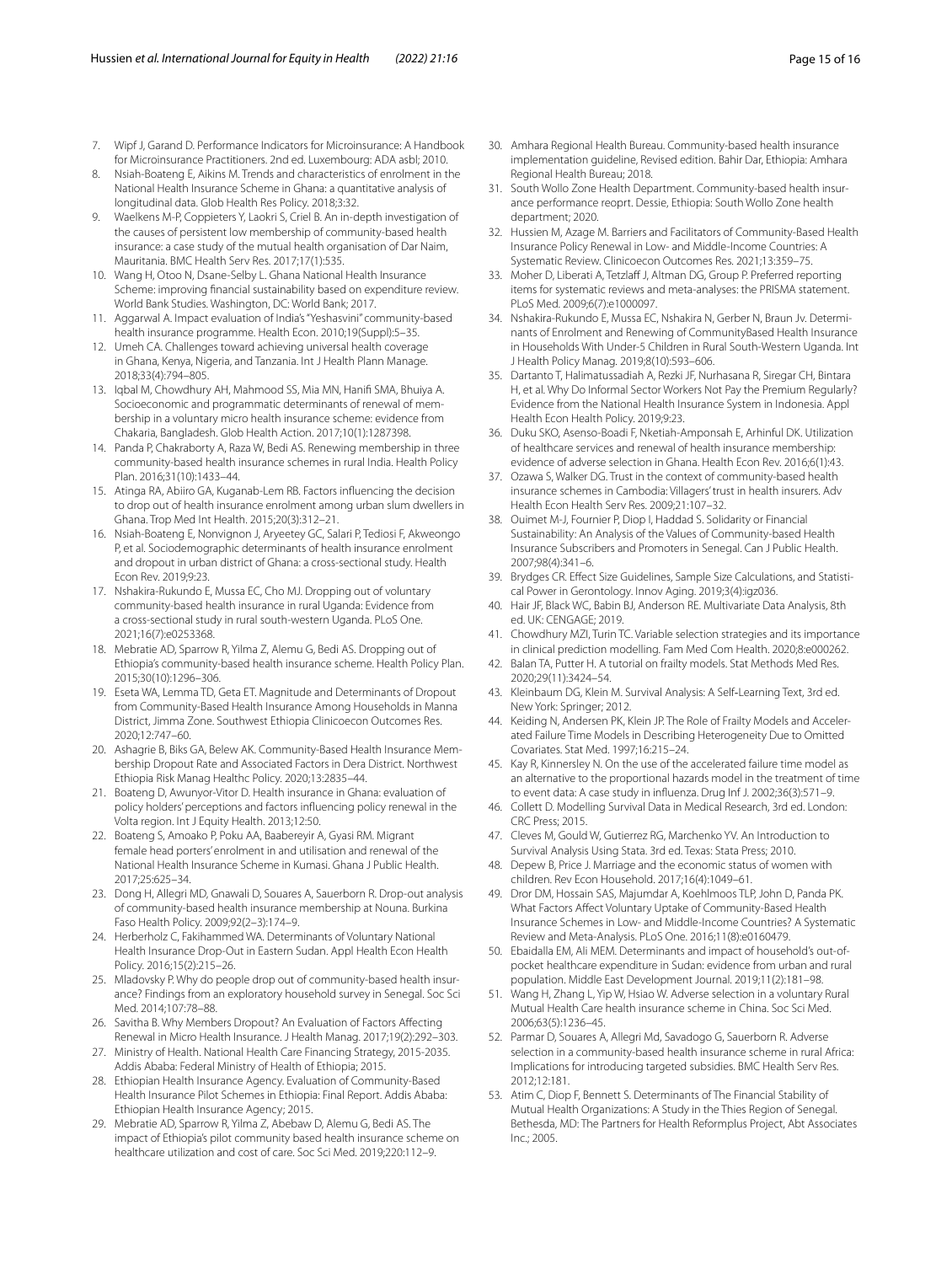7. Wipf J, Garand D. Performance Indicators for Microinsurance: A Handbook for Microinsurance Practitioners. 2nd ed. Luxembourg: ADA asbl; 2010.
8. Nsiah-Boateng E, Aikins M. Trends and characteristics of enrolment in the National Health Insurance Scheme in Ghana: a quantitative analysis of longitudinal data. Glob Health Res Policy. 2018;3:32.
9. Waelkens M-P, Coppieters Y, Laokri S, Criel B. An in-depth investigation of the causes of persistent low membership of community-based health insurance: a case study of the mutual health organisation of Dar Naim, Mauritania. BMC Health Serv Res. 2017;17(1):535.
10. Wang H, Otoo N, Dsane-Selby L. Ghana National Health Insurance Scheme: improving financial sustainability based on expenditure review. World Bank Studies. Washington, DC: World Bank; 2017.
11. Aggarwal A. Impact evaluation of India's "Yeshasvini" community-based health insurance programme. Health Econ. 2010;19(Suppl):5–35.
12. Umeh CA. Challenges toward achieving universal health coverage in Ghana, Kenya, Nigeria, and Tanzania. Int J Health Plann Manage. 2018;33(4):794–805.
13. Iqbal M, Chowdhury AH, Mahmood SS, Mia MN, Hanifi SMA, Bhuiya A. Socioeconomic and programmatic determinants of renewal of membership in a voluntary micro health insurance scheme: evidence from Chakaria, Bangladesh. Glob Health Action. 2017;10(1):1287398.
14. Panda P, Chakraborty A, Raza W, Bedi AS. Renewing membership in three community-based health insurance schemes in rural India. Health Policy Plan. 2016;31(10):1433–44.
15. Atinga RA, Abiiro GA, Kuganab-Lem RB. Factors influencing the decision to drop out of health insurance enrolment among urban slum dwellers in Ghana. Trop Med Int Health. 2015;20(3):312–21.
16. Nsiah-Boateng E, Nonvignon J, Aryeetey GC, Salari P, Tediosi F, Akweongo P, et al. Sociodemographic determinants of health insurance enrolment and dropout in urban district of Ghana: a cross-sectional study. Health Econ Rev. 2019;9:23.
17. Nshakira-Rukundo E, Mussa EC, Cho MJ. Dropping out of voluntary community-based health insurance in rural Uganda: Evidence from a cross-sectional study in rural south-western Uganda. PLoS One. 2021;16(7):e0253368.
18. Mebratie AD, Sparrow R, Yilma Z, Alemu G, Bedi AS. Dropping out of Ethiopia's community-based health insurance scheme. Health Policy Plan. 2015;30(10):1296–306.
19. Eseta WA, Lemma TD, Geta ET. Magnitude and Determinants of Dropout from Community-Based Health Insurance Among Households in Manna District, Jimma Zone. Southwest Ethiopia Clinicoecon Outcomes Res. 2020;12:747–60.
20. Ashagrie B, Biks GA, Belew AK. Community-Based Health Insurance Membership Dropout Rate and Associated Factors in Dera District. Northwest Ethiopia Risk Manag Healthc Policy. 2020;13:2835–44.
21. Boateng D, Awunyor-Vitor D. Health insurance in Ghana: evaluation of policy holders' perceptions and factors influencing policy renewal in the Volta region. Int J Equity Health. 2013;12:50.
22. Boateng S, Amoako P, Poku AA, Baabereyir A, Gyasi RM. Migrant female head porters' enrolment in and utilisation and renewal of the National Health Insurance Scheme in Kumasi. Ghana J Public Health. 2017;25:625–34.
23. Dong H, Allegri MD, Gnawali D, Souares A, Sauerborn R. Drop-out analysis of community-based health insurance membership at Nouna. Burkina Faso Health Policy. 2009;92(2–3):174–9.
24. Herberholz C, Fakihammed WA. Determinants of Voluntary National Health Insurance Drop-Out in Eastern Sudan. Appl Health Econ Health Policy. 2016;15(2):215–26.
25. Mladovsky P. Why do people drop out of community-based health insurance? Findings from an exploratory household survey in Senegal. Soc Sci Med. 2014;107:78–88.
26. Savitha B. Why Members Dropout? An Evaluation of Factors Affecting Renewal in Micro Health Insurance. J Health Manag. 2017;19(2):292–303.
27. Ministry of Health. National Health Care Financing Strategy, 2015-2035. Addis Ababa: Federal Ministry of Health of Ethiopia; 2015.
28. Ethiopian Health Insurance Agency. Evaluation of Community-Based Health Insurance Pilot Schemes in Ethiopia: Final Report. Addis Ababa: Ethiopian Health Insurance Agency; 2015.
29. Mebratie AD, Sparrow R, Yilma Z, Abebaw D, Alemu G, Bedi AS. The impact of Ethiopia's pilot community based health insurance scheme on healthcare utilization and cost of care. Soc Sci Med. 2019;220:112–9.
30. Amhara Regional Health Bureau. Community-based health insurance implementation guideline, Revised edition. Bahir Dar, Ethiopia: Amhara Regional Health Bureau; 2018.
31. South Wollo Zone Health Department. Community-based health insurance performance reoprt. Dessie, Ethiopia: South Wollo Zone health department; 2020.
32. Hussien M, Azage M. Barriers and Facilitators of Community-Based Health Insurance Policy Renewal in Low- and Middle-Income Countries: A Systematic Review. Clinicoecon Outcomes Res. 2021;13:359–75.
33. Moher D, Liberati A, Tetzlaff J, Altman DG, Group P. Preferred reporting items for systematic reviews and meta-analyses: the PRISMA statement. PLoS Med. 2009;6(7):e1000097.
34. Nshakira-Rukundo E, Mussa EC, Nshakira N, Gerber N, Braun Jv. Determinants of Enrolment and Renewing of CommunityBased Health Insurance in Households With Under-5 Children in Rural South-Western Uganda. Int J Health Policy Manag. 2019;8(10):593–606.
35. Dartanto T, Halimatussadiah A, Rezki JF, Nurhasana R, Siregar CH, Bintara H, et al. Why Do Informal Sector Workers Not Pay the Premium Regularly? Evidence from the National Health Insurance System in Indonesia. Appl Health Econ Health Policy. 2019;9:23.
36. Duku SKO, Asenso-Boadi F, Nketiah-Amponsah E, Arhinful DK. Utilization of healthcare services and renewal of health insurance membership: evidence of adverse selection in Ghana. Health Econ Rev. 2016;6(1):43.
37. Ozawa S, Walker DG. Trust in the context of community-based health insurance schemes in Cambodia: Villagers' trust in health insurers. Adv Health Econ Health Serv Res. 2009;21:107–32.
38. Ouimet M-J, Fournier P, Diop I, Haddad S. Solidarity or Financial Sustainability: An Analysis of the Values of Community-based Health Insurance Subscribers and Promoters in Senegal. Can J Public Health. 2007;98(4):341–6.
39. Brydges CR. Effect Size Guidelines, Sample Size Calculations, and Statistical Power in Gerontology. Innov Aging. 2019;3(4):igz036.
40. Hair JF, Black WC, Babin BJ, Anderson RE. Multivariate Data Analysis, 8th ed. UK: CENGAGE; 2019.
41. Chowdhury MZI, Turin TC. Variable selection strategies and its importance in clinical prediction modelling. Fam Med Com Health. 2020;8:e000262.
42. Balan TA, Putter H. A tutorial on frailty models. Stat Methods Med Res. 2020;29(11):3424–54.
43. Kleinbaum DG, Klein M. Survival Analysis: A Self-Learning Text, 3rd ed. New York: Springer; 2012.
44. Keiding N, Andersen PK, Klein JP. The Role of Frailty Models and Accelerated Failure Time Models in Describing Heterogeneity Due to Omitted Covariates. Stat Med. 1997;16:215–24.
45. Kay R, Kinnersley N. On the use of the accelerated failure time model as an alternative to the proportional hazards model in the treatment of time to event data: A case study in influenza. Drug Inf J. 2002;36(3):571–9.
46. Collett D. Modelling Survival Data in Medical Research, 3rd ed. London: CRC Press; 2015.
47. Cleves M, Gould W, Gutierrez RG, Marchenko YV. An Introduction to Survival Analysis Using Stata. 3rd ed. Texas: Stata Press; 2010.
48. Depew B, Price J. Marriage and the economic status of women with children. Rev Econ Household. 2017;16(4):1049–61.
49. Dror DM, Hossain SAS, Majumdar A, Koehlmoos TLP, John D, Panda PK. What Factors Affect Voluntary Uptake of Community-Based Health Insurance Schemes in Low- and Middle-Income Countries? A Systematic Review and Meta-Analysis. PLoS One. 2016;11(8):e0160479.
50. Ebaidalla EM, Ali MEM. Determinants and impact of household's out-of-pocket healthcare expenditure in Sudan: evidence from urban and rural population. Middle East Development Journal. 2019;11(2):181–98.
51. Wang H, Zhang L, Yip W, Hsiao W. Adverse selection in a voluntary Rural Mutual Health Care health insurance scheme in China. Soc Sci Med. 2006;63(5):1236–45.
52. Parmar D, Souares A, Allegri Md, Savadogo G, Sauerborn R. Adverse selection in a community-based health insurance scheme in rural Africa: Implications for introducing targeted subsidies. BMC Health Serv Res. 2012;12:181.
53. Atim C, Diop F, Bennett S. Determinants of The Financial Stability of Mutual Health Organizations: A Study in the Thies Region of Senegal. Bethesda, MD: The Partners for Health Reformplus Project, Abt Associates Inc.; 2005.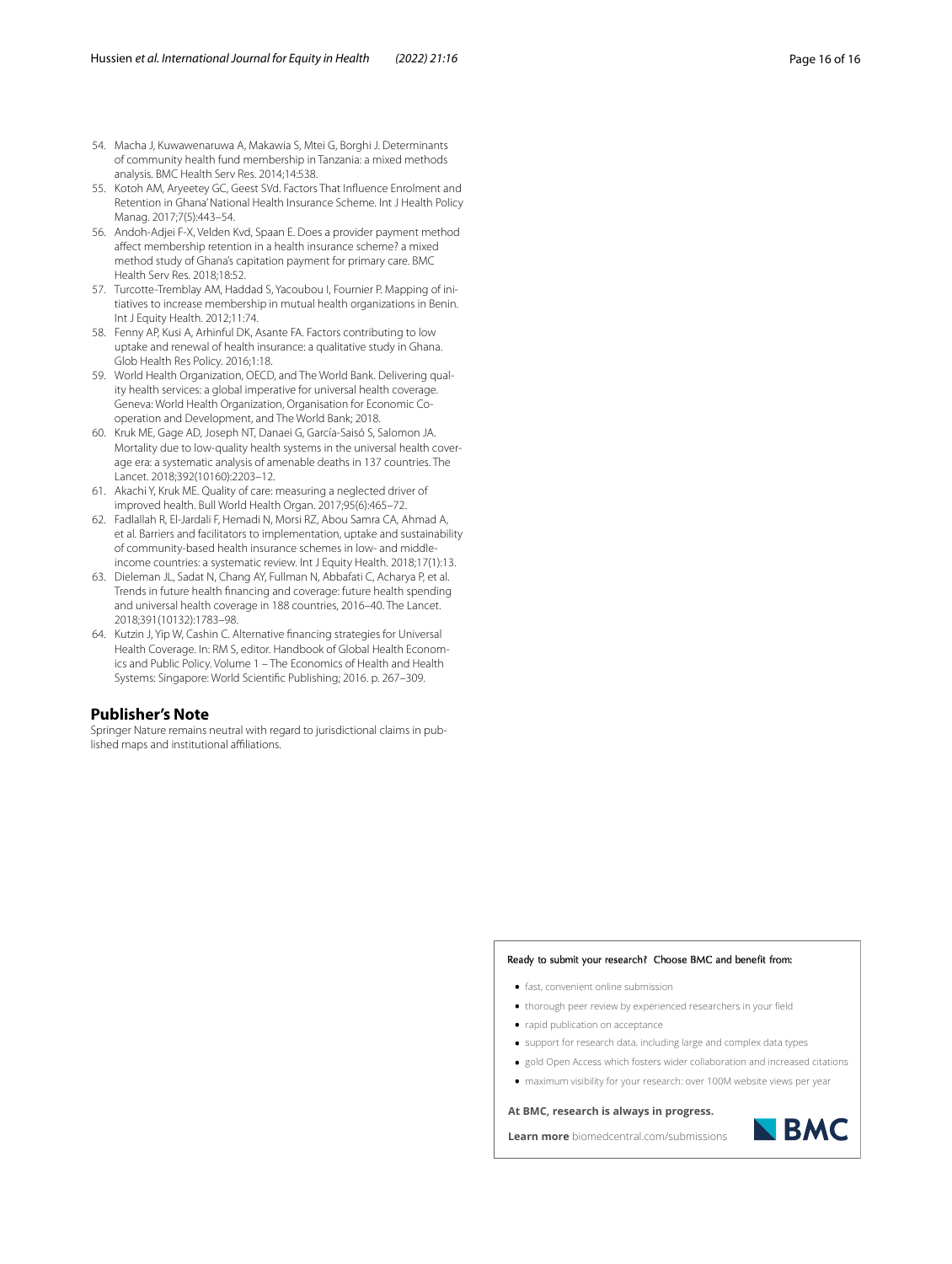54. Macha J, Kuwawenaruwa A, Makawia S, Mtei G, Borghi J. Determinants of community health fund membership in Tanzania: a mixed methods analysis. BMC Health Serv Res. 2014;14:538.
55. Kotoh AM, Aryeetey GC, Geest SVd. Factors That Influence Enrolment and Retention in Ghana' National Health Insurance Scheme. Int J Health Policy Manag. 2017;7(5):443–54.
56. Andoh-Adjei F-X, Velden Kvd, Spaan E. Does a provider payment method affect membership retention in a health insurance scheme? a mixed method study of Ghana's capitation payment for primary care. BMC Health Serv Res. 2018;18:52.
57. Turcotte-Tremblay AM, Haddad S, Yacoubou I, Fournier P. Mapping of initiatives to increase membership in mutual health organizations in Benin. Int J Equity Health. 2012;11:74.
58. Fenny AP, Kusi A, Arhinful DK, Asante FA. Factors contributing to low uptake and renewal of health insurance: a qualitative study in Ghana. Glob Health Res Policy. 2016;1:18.
59. World Health Organization, OECD, and The World Bank. Delivering quality health services: a global imperative for universal health coverage. Geneva: World Health Organization, Organisation for Economic Co-operation and Development, and The World Bank; 2018.
60. Kruk ME, Gage AD, Joseph NT, Danaei G, García-Saisó S, Salomon JA. Mortality due to low-quality health systems in the universal health coverage era: a systematic analysis of amenable deaths in 137 countries. The Lancet. 2018;392(10160):2203–12.
61. Akachi Y, Kruk ME. Quality of care: measuring a neglected driver of improved health. Bull World Health Organ. 2017;95(6):465–72.
62. Fadlallah R, El-Jardali F, Hemadi N, Morsi RZ, Abou Samra CA, Ahmad A, et al. Barriers and facilitators to implementation, uptake and sustainability of community-based health insurance schemes in low- and middle-income countries: a systematic review. Int J Equity Health. 2018;17(1):13.
63. Dieleman JL, Sadat N, Chang AY, Fullman N, Abbafati C, Acharya P, et al. Trends in future health financing and coverage: future health spending and universal health coverage in 188 countries, 2016–40. The Lancet. 2018;391(10132):1783–98.
64. Kutzin J, Yip W, Cashin C. Alternative financing strategies for Universal Health Coverage. In: RM S, editor. Handbook of Global Health Economics and Public Policy. Volume 1 – The Economics of Health and Health Systems: Singapore: World Scientific Publishing; 2016. p. 267–309.

## Publisher's Note

Springer Nature remains neutral with regard to jurisdictional claims in published maps and institutional affiliations.

Ready to submit your research? Choose BMC and benefit from:

- fast, convenient online submission
- thorough peer review by experienced researchers in your field
- rapid publication on acceptance
- support for research data, including large and complex data types
- gold Open Access which fosters wider collaboration and increased citations
- maximum visibility for your research: over 100M website views per year

**At BMC, research is always in progress.**

**Learn more** biomedcentral.com/submissions

BMC